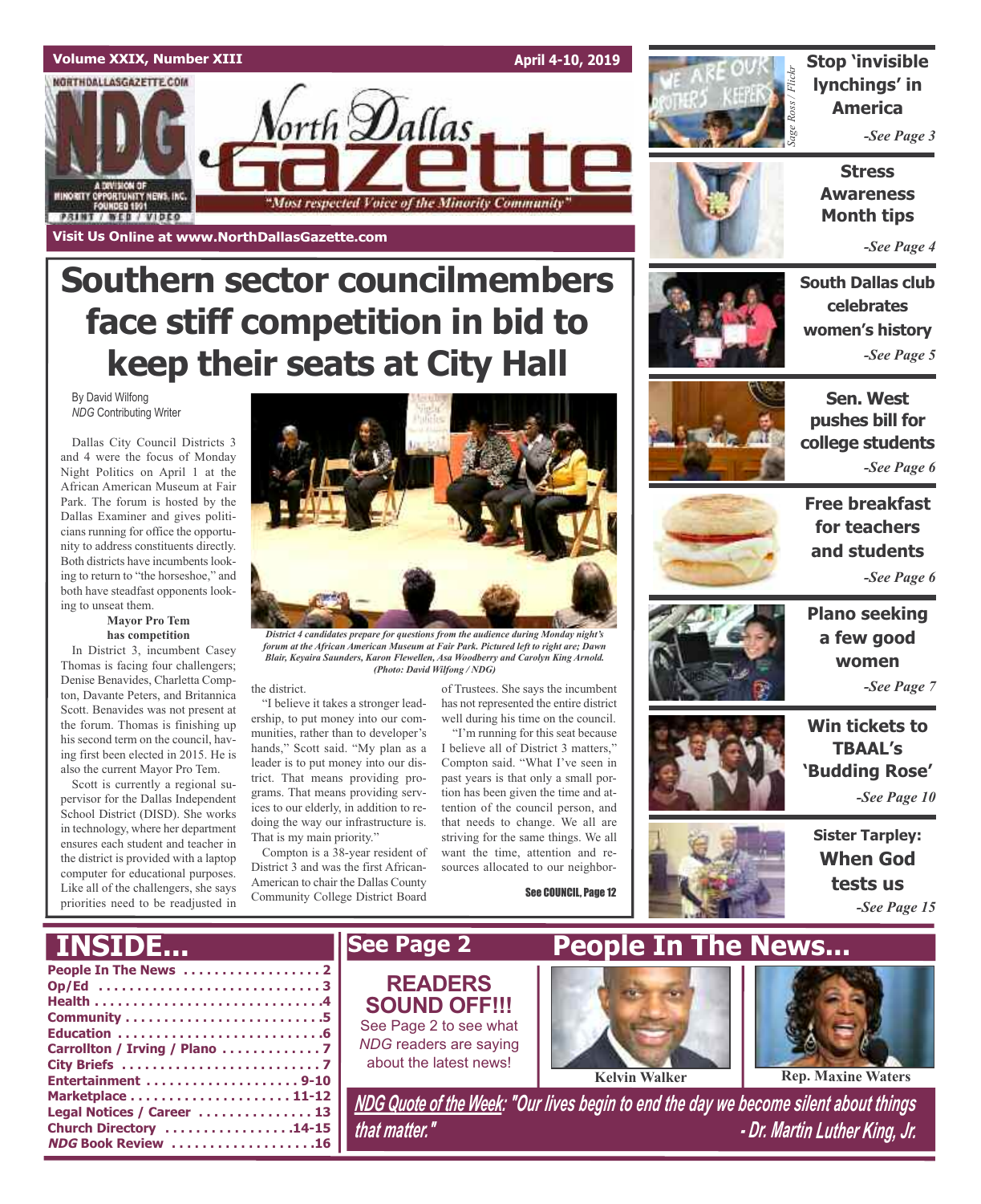Volume XXIX, Number XIII

April 4-10, 2019

# North Dallas Gazette

"Most respected Voice of the Minority Community"

Visit Us Online at www.NorthDallasGazette.com

# Southern sector councilmembers face stiff competition in bid to keep their seats at City Hall

By David Wilfong
*NDG* Contributing Writer

Dallas City Council Districts 3 and 4 were the focus of Monday Night Politics on April 1 at the African American Museum at Fair Park. The forum is hosted by the Dallas Examiner and gives politicians running for office the opportunity to address constituents directly. Both districts have incumbents looking to return to "the horseshoe," and both have steadfast opponents looking to unseat them.

**Mayor Pro Tem has competition**

In District 3, incumbent Casey Thomas is facing four challengers; Denise Benavides, Charletta Compton, Davante Peters, and Britannica Scott. Benavides was not present at the forum. Thomas is finishing up his second term on the council, having first been elected in 2015. He is also the current Mayor Pro Tem.

Scott is currently a regional supervisor for the Dallas Independent School District (DISD). She works in technology, where her department ensures each student and teacher in the district is provided with a laptop computer for educational purposes. Like all of the challengers, she says priorities need to be readjusted in the district.

"I believe it takes a stronger leadership, to put money into our communities, rather than to developer's hands," Scott said. "My plan as a leader is to put money into our district. That means providing programs. That means providing services to our elderly, in addition to redoing the way our infrastructure is. That is my main priority."

Compton is a 38-year resident of District 3 and was the first African-American to chair the Dallas County Community College District Board of Trustees. She says the incumbent has not represented the entire district well during his time on the council.

"I'm running for this seat because I believe all of District 3 matters," Compton said. "What I've seen in past years is that only a small portion has been given the time and attention of the council person, and that needs to change. We all are striving for the same things. We all want the time, attention and resources allocated to our neighbor-

See COUNCIL, Page 12

*District 4 candidates prepare for questions from the audience during Monday night's forum at the African American Museum at Fair Park. Pictured left to right are; Dawn Blair, Keyaira Saunders, Karon Flewellen, Asa Woodberry and Carolyn King Arnold. (Photo: David Wilfong / NDG)*

**Stop 'invisible lynchings' in America** -See Page 3

**Stress Awareness Month tips** -See Page 4

**South Dallas club celebrates women's history** -See Page 5

**Sen. West pushes bill for college students** -See Page 6

**Free breakfast for teachers and students** -See Page 6

**Plano seeking a few good women** -See Page 7

**Win tickets to TBAAL's 'Budding Rose'** -See Page 10

**Sister Tarpley: When God tests us** -See Page 15

## INSIDE...

- People In The News .................. 2
- Op/Ed .................. 3
- Health .................. 4
- Community .................. 5
- Education .................. 6
- Carrollton / Irving / Plano .................. 7
- City Briefs .................. 7
- Entertainment .................. 9-10
- Marketplace .................. 11-12
- Legal Notices / Career .................. 13
- Church Directory .................. 14-15
- *NDG* Book Review .................. 16

## See Page 2

**READERS SOUND OFF!!!**

See Page 2 to see what *NDG* readers are saying about the latest news!

## People In The News...

Kelvin Walker

Rep. Maxine Waters

***NDG Quote of the Week*: "Our lives begin to end the day we become silent about things that matter." - Dr. Martin Luther King, Jr.**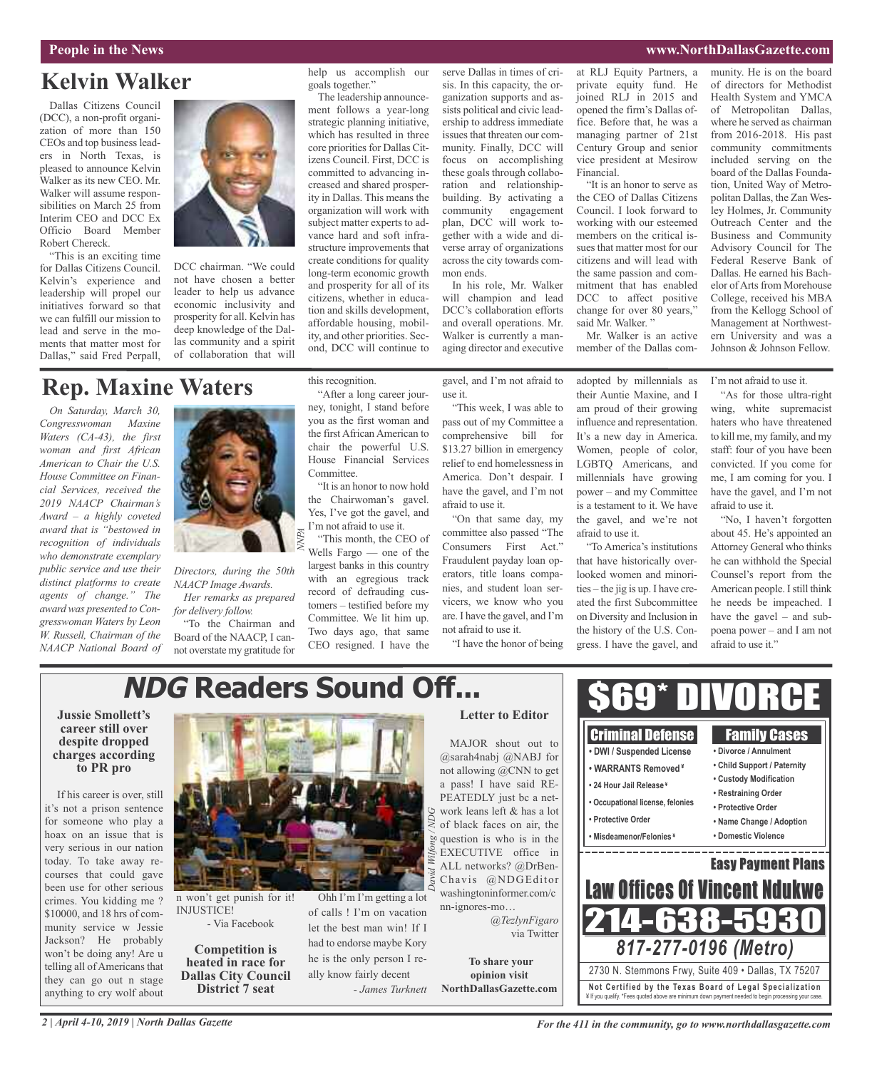## Kelvin Walker

Dallas Citizens Council (DCC), a non-profit organization of more than 150 CEOs and top business leaders in North Texas, is pleased to announce Kelvin Walker as its new CEO. Mr. Walker will assume responsibilities on March 25 from Interim CEO and DCC Ex Officio Board Member Robert Chereck.

"This is an exciting time for Dallas Citizens Council. Kelvin's experience and leadership will propel our initiatives forward so that we can fulfill our mission to lead and serve in the moments that matter most for Dallas," said Fred Perpall, DCC chairman. "We could not have chosen a better leader to help us advance economic inclusivity and prosperity for all. Kelvin has deep knowledge of the Dallas community and a spirit of collaboration that will help us accomplish our goals together."

The leadership announcement follows a year-long strategic planning initiative, which has resulted in three core priorities for Dallas Citizens Council. First, DCC is committed to advancing increased and shared prosperity in Dallas. This means the organization will work with subject matter experts to advance hard and soft infrastructure improvements that create conditions for quality long-term economic growth and prosperity for all of its citizens, whether in education and skills development, affordable housing, mobility, and other priorities. Second, DCC will continue to serve Dallas in times of crisis. In this capacity, the organization supports and assists political and civic leadership to address immediate issues that threaten our community. Finally, DCC will focus on accomplishing these goals through collaboration and relationship-building. By activating a community engagement plan, DCC will work together with a wide and diverse array of organizations across the city towards common ends.

In his role, Mr. Walker will champion and lead DCC's collaboration efforts and overall operations. Mr. Walker is currently a managing director and executive at RLJ Equity Partners, a private equity fund. He joined RLJ in 2015 and opened the firm's Dallas office. Before that, he was a managing partner of 21st Century Group and senior vice president at Mesirow Financial.

"It is an honor to serve as the CEO of Dallas Citizens Council. I look forward to working with our esteemed members on the critical issues that matter most for our citizens and will lead with the same passion and commitment that has enabled DCC to affect positive change for over 80 years," said Mr. Walker. "

Mr. Walker is an active member of the Dallas community. He is on the board of directors for Methodist Health System and YMCA of Metropolitan Dallas, where he served as chairman from 2016-2018. His past community commitments included serving on the board of the Dallas Foundation, United Way of Metropolitan Dallas, the Zan Wesley Holmes, Jr. Community Outreach Center and the Business and Community Advisory Council for The Federal Reserve Bank of Dallas. He earned his Bachelor of Arts from Morehouse College, received his MBA from the Kellogg School of Management at Northwestern University and was a Johnson & Johnson Fellow.

## Rep. Maxine Waters

*On Saturday, March 30, Congresswoman Maxine Waters (CA-43), the first woman and first African American to Chair the U.S. House Committee on Financial Services, received the 2019 NAACP Chairman's Award – a highly coveted award that is "bestowed in recognition of individuals who demonstrate exemplary public service and use their distinct platforms to create agents of change." The award was presented to Congresswoman Waters by Leon W. Russell, Chairman of the NAACP National Board of Directors, during the 50th NAACP Image Awards.*

*Her remarks as prepared for delivery follow.*

"To the Chairman and Board of the NAACP, I cannot overstate my gratitude for this recognition.

"After a long career journey, tonight, I stand before you as the first woman and the first African American to chair the powerful U.S. House Financial Services Committee.

"It is an honor to now hold the Chairwoman's gavel. Yes, I've got the gavel, and I'm not afraid to use it.

"This month, the CEO of Wells Fargo — one of the largest banks in this country with an egregious track record of defrauding customers – testified before my Committee. We lit him up. Two days ago, that same CEO resigned. I have the gavel, and I'm not afraid to use it.

"This week, I was able to pass out of my Committee a comprehensive bill for $13.27 billion in emergency relief to end homelessness in America. Don't despair. I have the gavel, and I'm not afraid to use it.

"On that same day, my committee also passed "The Consumers First Act." Fraudulent payday loan operators, title loans companies, and student loan servicers, we know who you are. I have the gavel, and I'm not afraid to use it.

"I have the honor of being adopted by millennials as their Auntie Maxine, and I am proud of their growing influence and representation. It's a new day in America. Women, people of color, LGBTQ Americans, and millennials have growing power – and my Committee is a testament to it. We have the gavel, and we're not afraid to use it.

"To America's institutions that have historically overlooked women and minorities – the jig is up. I have created the first Subcommittee on Diversity and Inclusion in the history of the U.S. Congress. I have the gavel, and I'm not afraid to use it.

"As for those ultra-right wing, white supremacist haters who have threatened to kill me, my family, and my staff: four of you have been convicted. If you come for me, I am coming for you. I have the gavel, and I'm not afraid to use it.

"No, I haven't forgotten about 45. He's appointed an Attorney General who thinks he can withhold the Special Counsel's report from the American people. I still think he needs be impeached. I have the gavel – and subpoena power – and I am not afraid to use it."

## NDG Readers Sound Off...

### Jussie Smollett's career still over despite dropped charges according to PR pro

If his career is over, still it's not a prison sentence for someone who play a hoax on an issue that is very serious in our nation today. To take away recourses that could gave been use for other serious crimes. You kidding me ? $10000, and 18 hrs of community service w Jessie Jackson? He probably won't be doing any! Are u telling all of Americans that they can go out n stage anything to cry wolf about n won't get punish for it! INJUSTICE!

- Via Facebook

### Competition is heated in race for Dallas City Council District 7 seat

Ohh I'm I'm getting a lot of calls ! I'm on vacation let the best man win! If I had to endorse maybe Kory he is the only person I really know fairly decent

*- James Turknett*

### Letter to Editor

MAJOR shout out to @sarah4nabj @NABJ for not allowing @CNN to get a pass! I have said REPEATEDLY just bc a network leans left & has a lot of black faces on air, the question is who is in the EXECUTIVE office in ALL networks? @DrBenChavis @NDGEditor washingtoninformer.com/cnn-ignores-mo…

*@TezlynFigaro* via Twitter

**To share your opinion visit NorthDallasGazette.com**

---

# $69* DIVORCE

**Criminal Defense**
- DWI / Suspended License
- WARRANTS Removed ¥
- 24 Hour Jail Release ¥
- Occupational license, felonies
- Protective Order
- Misdeamenor/Felonies ¥

**Family Cases**
- Divorce / Annulment
- Child Support / Paternity
- Custody Modification
- Restraining Order
- Protective Order
- Name Change / Adoption
- Domestic Violence

**Easy Payment Plans**

**Law Offices Of Vincent Ndukwe**

**214-638-5930**

***817-277-0196 (Metro)***

2730 N. Stemmons Frwy, Suite 409 • Dallas, TX 75207

**Not Certified by the Texas Board of Legal Specialization**
¥ If you qualify. *Fees quoted above are minimum down payment needed to begin processing your case.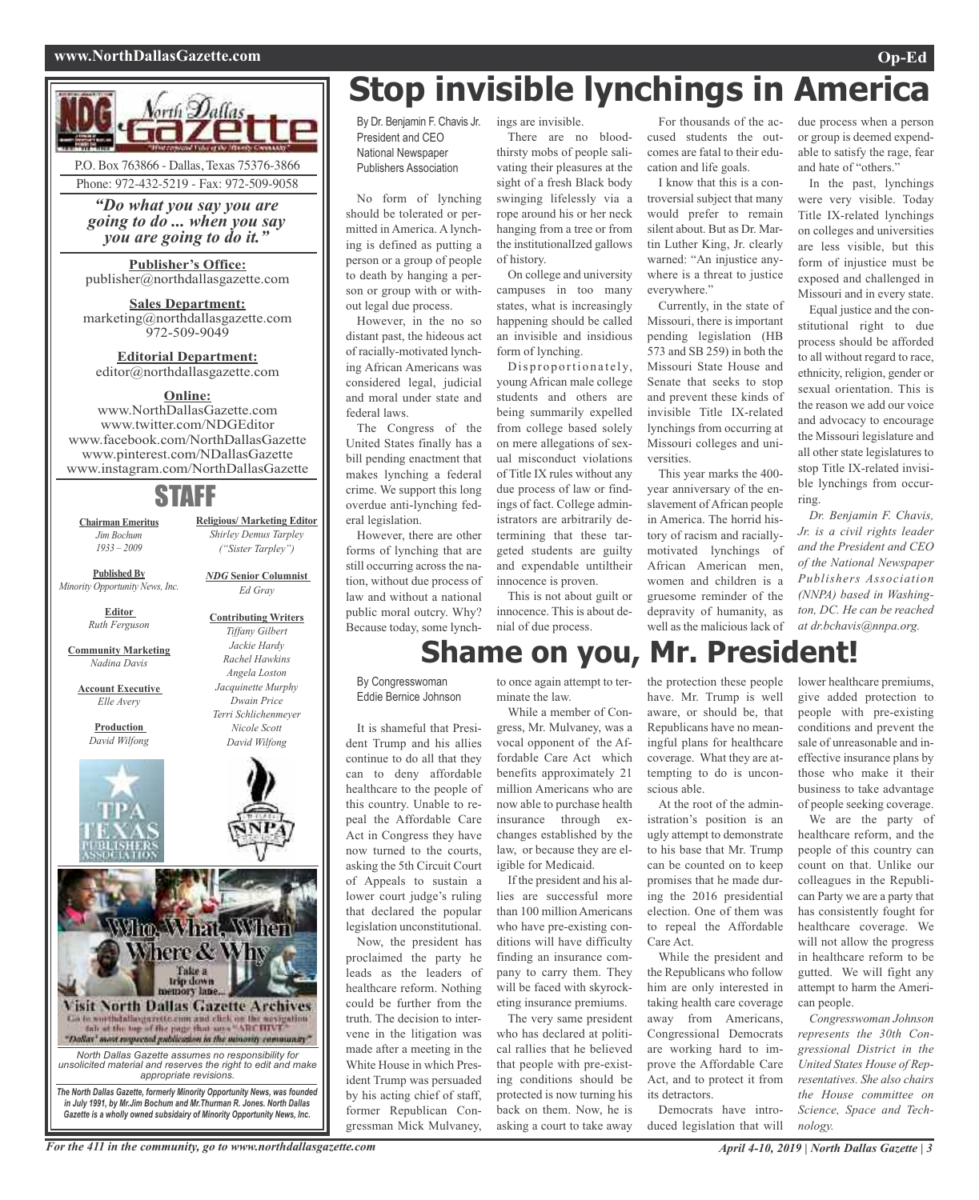North Dallas Gazette

P.O. Box 763866 - Dallas, Texas 75376-3866
Phone: 972-432-5219 - Fax: 972-509-9058

*"Do what you say you are going to do ... when you say you are going to do it."*

**Publisher's Office:**
publisher@northdallasgazette.com

**Sales Department:**
marketing@northdallasgazette.com
972-509-9049

**Editorial Department:**
editor@northdallasgazette.com

**Online:**
www.NorthDallasGazette.com
www.twitter.com/NDGEditor
www.facebook.com/NorthDallasGazette
www.pinterest.com/NDallasGazette
www.instagram.com/NorthDallasGazette

## STAFF

**Chairman Emeritus**
*Jim Bochum*
*1933 – 2009*

**Published By**
*Minority Opportunity News, Inc.*

**Editor**
*Ruth Ferguson*

**Community Marketing**
*Nadina Davis*

**Account Executive**
*Elle Avery*

**Production**
*David Wilfong*

**Religious/ Marketing Editor**
*Shirley Demus Tarpley*
*("Sister Tarpley")*

***NDG* Senior Columnist**
*Ed Gray*

**Contributing Writers**
*Tiffany Gilbert*
*Jackie Hardy*
*Rachel Hawkins*
*Angela Loston*
*Jacquinette Murphy*
*Dwain Price*
*Terri Schlichenmeyer*
*Nicole Scott*
*David Wilfong*

Who, What, When Where & Why
Take a trip down memory lane...
Visit North Dallas Gazette Archives
Go to northdallasgazette.com and click on the navigation tab at the top of the page that says "ARCHIVE"
"Dallas' most respected publication in the minority community"

*North Dallas Gazette assumes no responsibility for unsolicited material and reserves the right to edit and make appropriate revisions.*

***The North Dallas Gazette, formerly Minority Opportunity News, was founded in July 1991, by Mr.Jim Bochum and Mr.Thurman R. Jones. North Dallas Gazette is a wholly owned subsidairy of Minority Opportunity News, Inc.***

# Stop invisible lynchings in America

By Dr. Benjamin F. Chavis Jr.
President and CEO
National Newspaper Publishers Association

No form of lynching should be tolerated or permitted in America. A lynching is defined as putting a person or a group of people to death by hanging a person or group with or without legal due process.

However, in the no so distant past, the hideous act of racially-motivated lynching African Americans was considered legal, judicial and moral under state and federal laws.

The Congress of the United States finally has a bill pending enactment that makes lynching a federal crime. We support this long overdue anti-lynching federal legislation.

However, there are other forms of lynching that are still occurring across the nation, without due process of law and without a national public moral outcry. Why? Because today, some lynchings are invisible.

There are no bloodthirsty mobs of people salivating their pleasures at the sight of a fresh Black body swinging lifelessly via a rope around his or her neck hanging from a tree or from the institutionalIzed gallows of history.

On college and university campuses in too many states, what is increasingly happening should be called an invisible and insidious form of lynching.

Disproportionately, young African male college students and others are being summarily expelled from college based solely on mere allegations of sexual misconduct violations of Title IX rules without any due process of law or findings of fact. College administrators are arbitrarily determining that these targeted students are guilty and expendable untiltheir innocence is proven.

This is not about guilt or innocence. This is about denial of due process.

For thousands of the accused students the outcomes are fatal to their education and life goals.

I know that this is a controversial subject that many would prefer to remain silent about. But as Dr. Martin Luther King, Jr. clearly warned: "An injustice anywhere is a threat to justice everywhere."

Currently, in the state of Missouri, there is important pending legislation (HB 573 and SB 259) in both the Missouri State House and Senate that seeks to stop and prevent these kinds of invisible Title IX-related lynchings from occurring at Missouri colleges and universities.

This year marks the 400-year anniversary of the enslavement of African people in America. The horrid history of racism and racially-motivated lynchings of African American men, women and children is a gruesome reminder of the depravity of humanity, as well as the malicious lack of due process when a person or group is deemed expendable to satisfy the rage, fear and hate of "others."

In the past, lynchings were very visible. Today Title IX-related lynchings on colleges and universities are less visible, but this form of injustice must be exposed and challenged in Missouri and in every state.

Equal justice and the constitutional right to due process should be afforded to all without regard to race, ethnicity, religion, gender or sexual orientation. This is the reason we add our voice and advocacy to encourage the Missouri legislature and all other state legislatures to stop Title IX-related invisible lynchings from occurring.

*Dr. Benjamin F. Chavis, Jr. is a civil rights leader and the President and CEO of the National Newspaper Publishers Association (NNPA) based in Washington, DC. He can be reached at dr.bchavis@nnpa.org.*

# Shame on you, Mr. President!

By Congresswoman Eddie Bernice Johnson

It is shameful that President Trump and his allies continue to do all that they can to deny affordable healthcare to the people of this country. Unable to repeal the Affordable Care Act in Congress they have now turned to the courts, asking the 5th Circuit Court of Appeals to sustain a lower court judge's ruling that declared the popular legislation unconstitutional.

Now, the president has proclaimed the party he leads as the leaders of healthcare reform. Nothing could be further from the truth. The decision to intervene in the litigation was made after a meeting in the White House in which President Trump was persuaded by his acting chief of staff, former Republican Congressman Mick Mulvaney, to once again attempt to terminate the law.

While a member of Congress, Mr. Mulvaney, was a vocal opponent of the Affordable Care Act which benefits approximately 21 million Americans who are now able to purchase health insurance through exchanges established by the law, or because they are eligible for Medicaid.

If the president and his allies are successful more than 100 million Americans who have pre-existing conditions will have difficulty finding an insurance company to carry them. They will be faced with skyrocketing insurance premiums.

The very same president who has declared at political rallies that he believed that people with pre-existing conditions should be protected is now turning his back on them. Now, he is asking a court to take away the protection these people have. Mr. Trump is well aware, or should be, that Republicans have no meaningful plans for healthcare coverage. What they are attempting to do is unconscious able.

At the root of the administration's position is an ugly attempt to demonstrate to his base that Mr. Trump can be counted on to keep promises that he made during the 2016 presidential election. One of them was to repeal the Affordable Care Act.

While the president and the Republicans who follow him are only interested in taking health care coverage away from Americans, Congressional Democrats are working hard to improve the Affordable Care Act, and to protect it from its detractors.

Democrats have introduced legislation that will lower healthcare premiums, give added protection to people with pre-existing conditions and prevent the sale of unreasonable and ineffective insurance plans by those who make it their business to take advantage of people seeking coverage.

We are the party of healthcare reform, and the people of this country can count on that. Unlike our colleagues in the Republican Party we are a party that has consistently fought for healthcare coverage. We will not allow the progress in healthcare reform to be gutted. We will fight any attempt to harm the American people.

*Congresswoman Johnson represents the 30th Congressional District in the United States House of Representatives. She also chairs the House committee on Science, Space and Technology.*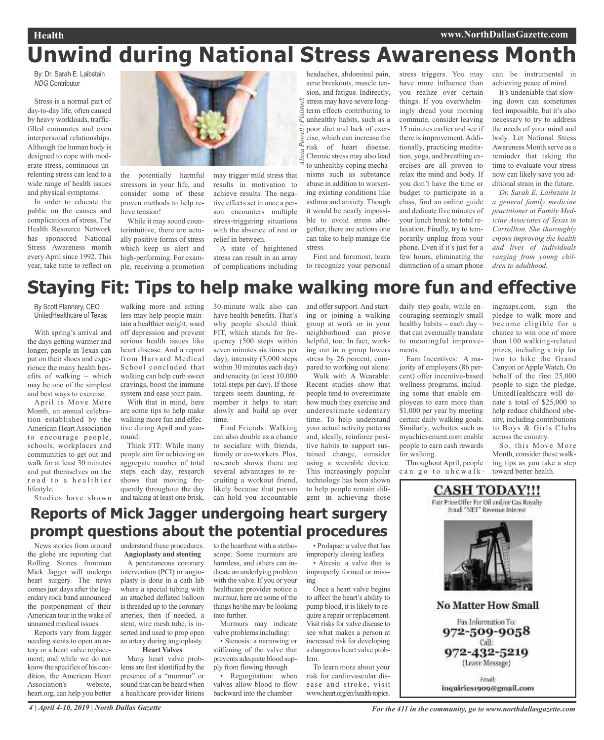# Unwind during National Stress Awareness Month

By: Dr. Sarah E. Laibstain
*NDG* Contributor

Stress is a normal part of day-to-day life, often caused by heavy workloads, traffic-filled commutes and even interpersonal relationships. Although the human body is designed to cope with moderate stress, continuous unrelenting stress can lead to a wide range of health issues and physical symptoms.

In order to educate the public on the causes and complications of stress, The Health Resource Network has sponsored National Stress Awareness month every April since 1992. This year, take time to reflect on the potentially harmful stressors in your life, and consider some of these proven methods to help relieve tension!

While it may sound counterintuitive, there are actually positive forms of stress which keep us alert and high-performing. For example, receiving a promotion may trigger mild stress that results in motivation to achieve results. The negative effects set in once a person encounters multiple stress-triggering situations with the absence of rest or relief in between.

A state of heightened stress can result in an array of complications including headaches, abdominal pain, acne breakouts, muscle tension, and fatigue. Indirectly, stress may have severe long-term effects contributing to unhealthy habits, such as a poor diet and lack of exercise, which can increase the risk of heart disease. Chronic stress may also lead to unhealthy coping mechanisms such as substance abuse in addition to worsening existing conditions like asthma and anxiety. Though it would be nearly impossible to avoid stress altogether, there are actions one can take to help manage the stress.

*Alicia Powell / Pixistock*

First and foremost, learn to recognize your personal stress triggers. You may have more influence than you realize over certain things. If you overwhelmingly dread your morning commute, consider leaving 15 minutes earlier and see if there is improvement. Additionally, practicing meditation, yoga, and breathing exercises are all proven to relax the mind and body. If you don't have the time or budget to participate in a class, find an online guide and dedicate five minutes of your lunch break to total relaxation. Finally, try to temporarily unplug from your phone. Even if it's just for a few hours, eliminating the distraction of a smart phone can be instrumental in achieving peace of mind.

It's undeniable that slowing down can sometimes feel impossible, but it's also necessary to try to address the needs of your mind and body. Let National Stress Awareness Month serve as a reminder that taking the time to evaluate your stress now can likely save you additional strain in the future.

*Dr. Sarah E. Laibstain is a general family medicine practitioner at Family Medicine Associates of Texas in Carrollton. She thoroughly enjoys improving the health and lives of individuals ranging from young children to adulthood.*

# Staying Fit: Tips to help make walking more fun and effective

By Scott Flannery, CEO
UnitedHealthcare of Texas

With spring's arrival and the days getting warmer and longer, people in Texas can put on their shoes and experience the many health benefits of walking – which may be one of the simplest and best ways to exercise.

April is Move More Month, an annual celebration established by the American Heart Association to encourage people, schools, workplaces and communities to get out and walk for at least 30 minutes and put themselves on the road to a healthier lifestyle.

Studies have shown walking more and sitting less may help people maintain a healthier weight, ward off depression and prevent serious health issues like heart disease. And a report from Harvard Medical School concluded that walking can help curb sweet cravings, boost the immune system and ease joint pain.

With that in mind, here are some tips to help make walking more fun and effective during April and year-round:

Think FIT: While many people aim for achieving an aggregate number of total steps each day, research shows that moving frequently throughout the day and taking at least one brisk, 30-minute walk also can have health benefits. That's why people should think FIT, which stands for frequency (500 steps within seven minutes six times per day), intensity (3,000 steps within 30 minutes each day) and tenacity (at least 10,000 total steps per day). If those targets seem daunting, remember it helps to start slowly and build up over time.

Find Friends: Walking can also double as a chance to socialize with friends, family or co-workers. Plus, research shows there are several advantages to recruiting a workout friend, likely because that person can hold you accountable and offer support. And starting or joining a walking group at work or in your neighborhood can prove helpful, too. In fact, working out in a group lowers stress by 26 percent, compared to working out alone.

Walk with A Wearable: Recent studies show that people tend to overestimate how much they exercise and underestimate sedentary time. To help understand your actual activity patterns and, ideally, reinforce positive habits to support sustained change, consider using a wearable device. This increasingly popular technology has been shown to help people remain diligent in achieving those daily step goals, while encouraging seemingly small healthy habits – each day – that can eventually translate to meaningful improvements.

Earn Incentives: A majority of employers (86 percent) offer incentive-based wellness programs, including some that enable employees to earn more than $1,000 per year by meeting certain daily walking goals. Similarly, websites such as myachievement.com enable people to earn cash rewards for walking.

Throughout April, people can go to uhcwalkingmaps.com, sign the pledge to walk more and become eligible for a chance to win one of more than 100 walking-related prizes, including a trip for two to hike the Grand Canyon or Apple Watch. On behalf of the first 25,000 people to sign the pledge, UnitedHealthcare will donate a total of $25,000 to help reduce childhood obesity, including contributions to Boys & Girls Clubs across the country.

So, this Move More Month, consider these walking tips as you take a step toward better health.

# Reports of Mick Jagger undergoing heart surgery prompt questions about the potential procedures

News stories from around the globe are reporting that Rolling Stones frontman Mick Jagger will undergo heart surgery. The news comes just days after the legendary rock band announced the postponement of their American tour in the wake of unnamed medical issues.

Reports vary from Jagger needing stents to open an artery or a heart valve replacement; and while we do not know the specifics of his condition, the American Heart Association's website, heart.org, can help you better understand these procedures.

**Angioplasty and stenting**

A percutaneous coronary intervention (PCI) or angioplasty is done in a cath lab where a special tubing with an attached deflated balloon is threaded up to the coronary arteries, then if needed, a stent, wire mesh tube, is inserted and used to prop open an artery during angioplasty.

**Heart Valves**

Many heart valve problems are first identified by the presence of a "murmur" or sound that can be heard when a healthcare provider listens to the heartbeat with a stethoscope. Some murmurs are harmless, and others can indicate an underlying problem with the valve. If you or your healthcare provider notice a murmur, here are some of the things he/she may be looking into further.

Murmurs may indicate valve problems including:

- Stenosis: a narrowing or stiffening of the valve that prevents adequate blood supply from flowing through
- Regurgitation: when valves allow blood to flow backward into the chamber
- Prolapse: a valve that has improperly closing leaflets
- Atresia: a valve that is improperly formed or missing

Once a heart valve begins to affect the heart's ability to pump blood, it is likely to require a repair or replacement. Visit risks for valve disease to see what makes a person at increased risk for developing a dangerous heart valve problem.

To learn more about your risk for cardiovascular disease and stroke, visit www.heart.org/en/health-topics.

**CASH TODAY!!!**

Fair Price Offer For Oil and/or Gas Royalty
Small "NET" Revenue Interest

**No Matter How Small**

Fax Information To:
972-509-9058
Call:
972-432-5219
(Leave Message)

Email:
inquiries1909@gmail.com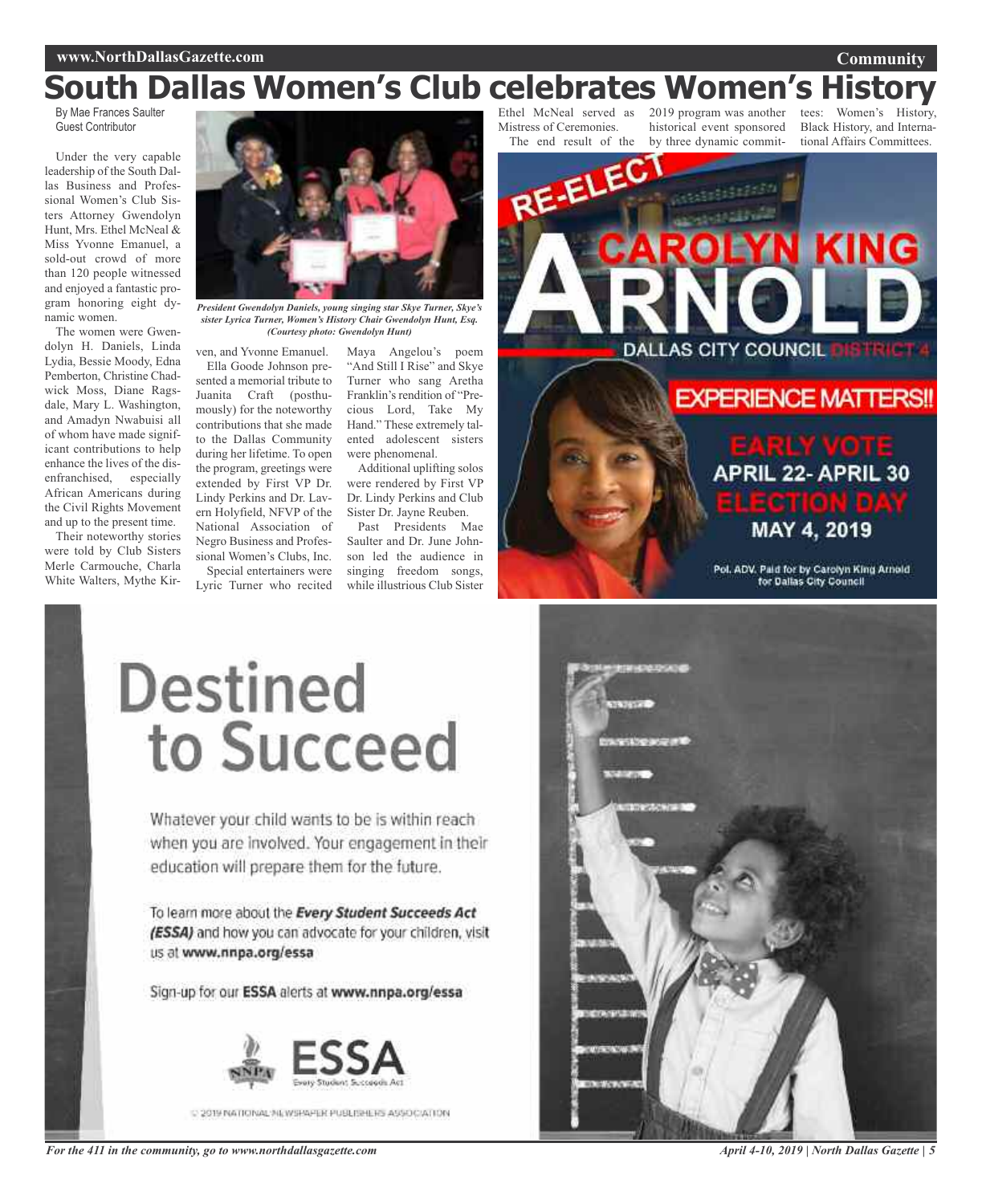# South Dallas Women's Club celebrates Women's History

By Mae Frances Saulter
Guest Contributor

Under the very capable leadership of the South Dallas Business and Professional Women's Club Sisters Attorney Gwendolyn Hunt, Mrs. Ethel McNeal & Miss Yvonne Emanuel, a sold-out crowd of more than 120 people witnessed and enjoyed a fantastic program honoring eight dynamic women.

The women were Gwendolyn H. Daniels, Linda Lydia, Bessie Moody, Edna Pemberton, Christine Chadwick Moss, Diane Ragsdale, Mary L. Washington, and Amadyn Nwabuisi all of whom have made significant contributions to help enhance the lives of the disenfranchised, especially African Americans during the Civil Rights Movement and up to the present time.

Their noteworthy stories were told by Club Sisters Merle Carmouche, Charla White Walters, Mythe Kirven, and Yvonne Emanuel.

*President Gwendolyn Daniels, young singing star Skye Turner, Skye's sister Lyrica Turner, Women's History Chair Gwendolyn Hunt, Esq. (Courtesy photo: Gwendolyn Hunt)*

Ella Goode Johnson presented a memorial tribute to Juanita Craft (posthumously) for the noteworthy contributions that she made to the Dallas Community during her lifetime. To open the program, greetings were extended by First VP Dr. Lindy Perkins and Dr. Lavern Holyfield, NFVP of the National Association of Negro Business and Professional Women's Clubs, Inc.

Special entertainers were Lyric Turner who recited Maya Angelou's poem "And Still I Rise" and Skye Turner who sang Aretha Franklin's rendition of "Precious Lord, Take My Hand." These extremely talented adolescent sisters were phenomenal.

Additional uplifting solos were rendered by First VP Dr. Lindy Perkins and Club Sister Dr. Jayne Reuben.

Past Presidents Mae Saulter and Dr. June Johnson led the audience in singing freedom songs, while illustrious Club Sister Ethel McNeal served as Mistress of Ceremonies.

The end result of the 2019 program was another historical event sponsored by three dynamic committees: Women's History, Black History, and International Affairs Committees.

RE-ELECT CAROLYN KING ARNOLD
DALLAS CITY COUNCIL DISTRICT 4
EXPERIENCE MATTERS!!
EARLY VOTE APRIL 22- APRIL 30
ELECTION DAY MAY 4, 2019
Pol. ADV. Paid for by Carolyn King Arnold for Dallas City Council

Destined to Succeed

Whatever your child wants to be is within reach when you are involved. Your engagement in their education will prepare them for the future.

To learn more about the ***Every Student Succeeds Act (ESSA)*** and how you can advocate for your children, visit us at **www.nnpa.org/essa**

Sign-up for our **ESSA** alerts at **www.nnpa.org/essa**

NNPA ESSA Every Student Succeeds Act

© 2019 NATIONAL NEWSPAPER PUBLISHERS ASSOCIATION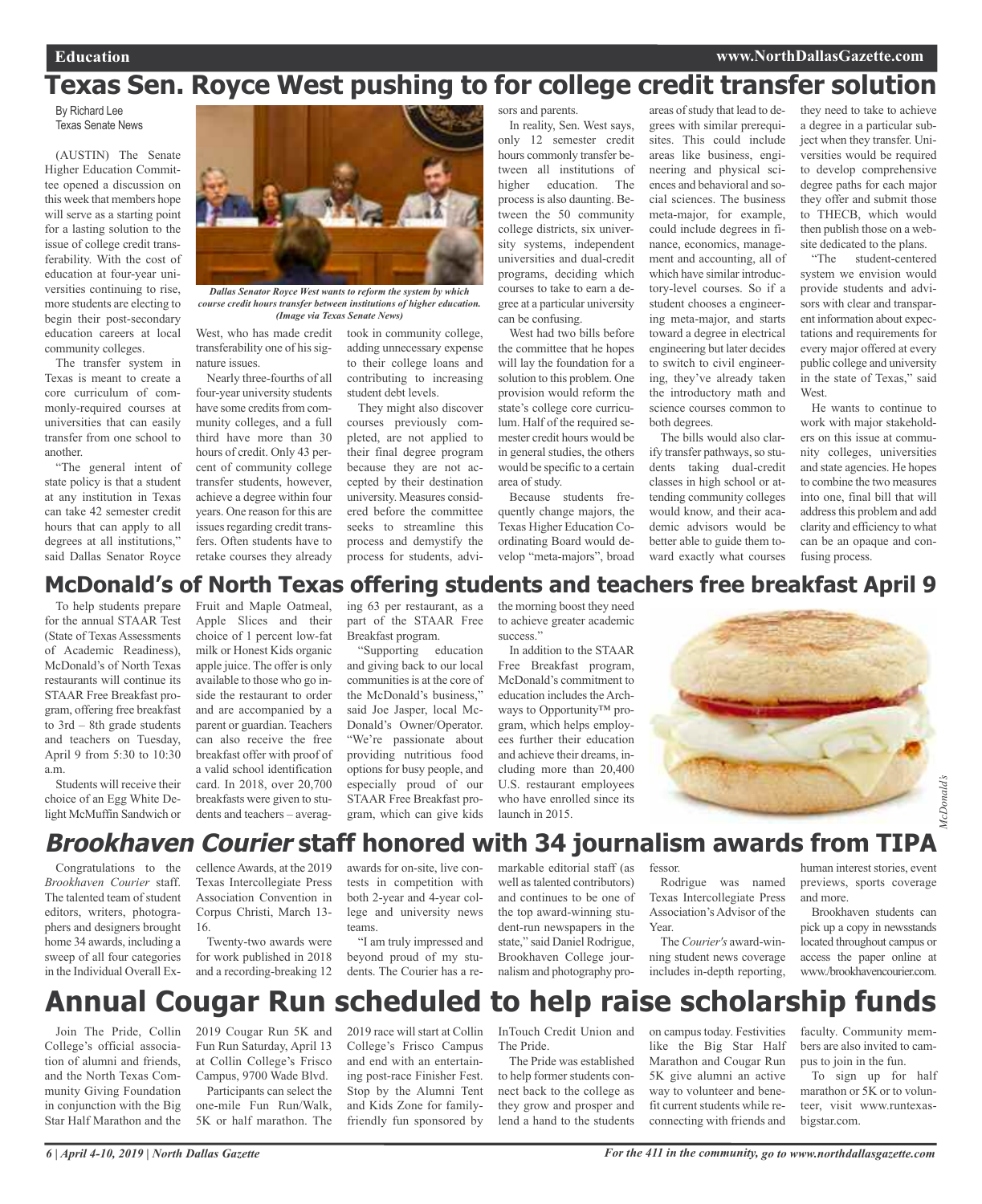# Texas Sen. Royce West pushing to for college credit transfer solution

By Richard Lee
Texas Senate News

(AUSTIN) The Senate Higher Education Committee opened a discussion on this week that members hope will serve as a starting point for a lasting solution to the issue of college credit transferability. With the cost of education at four-year universities continuing to rise, more students are electing to begin their post-secondary education careers at local community colleges.

The transfer system in Texas is meant to create a core curriculum of commonly-required courses at universities that can easily transfer from one school to another.

"The general intent of state policy is that a student at any institution in Texas can take 42 semester credit hours that can apply to all degrees at all institutions," said Dallas Senator Royce West, who has made credit transferability one of his signature issues.

*Dallas Senator Royce West wants to reform the system by which course credit hours transfer between institutions of higher education. (Image via Texas Senate News)*

Nearly three-fourths of all four-year university students have some credits from community colleges, and a full third have more than 30 hours of credit. Only 43 percent of community college transfer students, however, achieve a degree within four years. One reason for this are issues regarding credit transfers. Often students have to retake courses they already took in community college, adding unnecessary expense to their college loans and contributing to increasing student debt levels.

They might also discover courses previously completed, are not applied to their final degree program because they are not accepted by their destination university. Measures considered before the committee seeks to streamline this process and demystify the process for students, advisors and parents.

In reality, Sen. West says, only 12 semester credit hours commonly transfer between all institutions of higher education. The process is also daunting. Between the 50 community college districts, six university systems, independent universities and dual-credit programs, deciding which courses to take to earn a degree at a particular university can be confusing.

West had two bills before the committee that he hopes will lay the foundation for a solution to this problem. One provision would reform the state's college core curriculum. Half of the required semester credit hours would be in general studies, the others would be specific to a certain area of study.

Because students frequently change majors, the Texas Higher Education Coordinating Board would develop "meta-majors", broad areas of study that lead to degrees with similar prerequisites. This could include areas like business, engineering and physical sciences and behavioral and social sciences. The business meta-major, for example, could include degrees in finance, economics, management and accounting, all of which have similar introductory-level courses. So if a student chooses a engineering meta-major, and starts toward a degree in electrical engineering but later decides to switch to civil engineering, they've already taken the introductory math and science courses common to both degrees.

The bills would also clarify transfer pathways, so students taking dual-credit classes in high school or attending community colleges would know, and their academic advisors would be better able to guide them toward exactly what courses they need to take to achieve a degree in a particular subject when they transfer. Universities would be required to develop comprehensive degree paths for each major they offer and submit those to THECB, which would then publish those on a website dedicated to the plans.

"The student-centered system we envision would provide students and advisors with clear and transparent information about expectations and requirements for every major offered at every public college and university in the state of Texas," said West.

He wants to continue to work with major stakeholders on this issue at community colleges, universities and state agencies. He hopes to combine the two measures into one, final bill that will address this problem and add clarity and efficiency to what can be an opaque and confusing process.

# McDonald's of North Texas offering students and teachers free breakfast April 9

To help students prepare for the annual STAAR Test (State of Texas Assessments of Academic Readiness), McDonald's of North Texas restaurants will continue its STAAR Free Breakfast program, offering free breakfast to 3rd – 8th grade students and teachers on Tuesday, April 9 from 5:30 to 10:30 a.m.

Students will receive their choice of an Egg White Delight McMuffin Sandwich or Fruit and Maple Oatmeal, Apple Slices and their choice of 1 percent low-fat milk or Honest Kids organic apple juice. The offer is only available to those who go inside the restaurant to order and are accompanied by a parent or guardian. Teachers can also receive the free breakfast offer with proof of a valid school identification card. In 2018, over 20,700 breakfasts were given to students and teachers – averaging 63 per restaurant, as a part of the STAAR Free Breakfast program.

"Supporting education and giving back to our local communities is at the core of the McDonald's business," said Joe Jasper, local McDonald's Owner/Operator. "We're passionate about providing nutritious food options for busy people, and especially proud of our STAAR Free Breakfast program, which can give kids the morning boost they need to achieve greater academic success."

In addition to the STAAR Free Breakfast program, McDonald's commitment to education includes the Archways to Opportunity™ program, which helps employees further their education and achieve their dreams, including more than 20,400 U.S. restaurant employees who have enrolled since its launch in 2015.

*McDonald's*

# *Brookhaven Courier* staff honored with 34 journalism awards from TIPA

Congratulations to the *Brookhaven Courier* staff. The talented team of student editors, writers, photographers and designers brought home 34 awards, including a sweep of all four categories in the Individual Overall Excellence Awards, at the 2019 Texas Intercollegiate Press Association Convention in Corpus Christi, March 13-16.

Twenty-two awards were for work published in 2018 and a recording-breaking 12 awards for on-site, live contests in competition with both 2-year and 4-year college and university news teams.

"I am truly impressed and beyond proud of my students. The Courier has a remarkable editorial staff (as well as talented contributors) and continues to be one of the top award-winning student-run newspapers in the state," said Daniel Rodrigue, Brookhaven College journalism and photography professor.

Rodrigue was named Texas Intercollegiate Press Association's Advisor of the Year.

The *Courier's* award-winning student news coverage includes in-depth reporting, human interest stories, event previews, sports coverage and more.

Brookhaven students can pick up a copy in newsstands located throughout campus or access the paper online at www./brookhavencourier.com.

# Annual Cougar Run scheduled to help raise scholarship funds

Join The Pride, Collin College's official association of alumni and friends, and the North Texas Community Giving Foundation in conjunction with the Big Star Half Marathon and the 2019 Cougar Run 5K and Fun Run Saturday, April 13 at Collin College's Frisco Campus, 9700 Wade Blvd.

Participants can select the one-mile Fun Run/Walk, 5K or half marathon. The 2019 race will start at Collin College's Frisco Campus and end with an entertaining post-race Finisher Fest. Stop by the Alumni Tent and Kids Zone for family-friendly fun sponsored by InTouch Credit Union and The Pride.

The Pride was established to help former students connect back to the college as they grow and prosper and lend a hand to the students on campus today. Festivities like the Big Star Half Marathon and Cougar Run 5K give alumni an active way to volunteer and benefit current students while reconnecting with friends and faculty. Community members are also invited to campus to join in the fun.

To sign up for half marathon or 5K or to volunteer, visit www.runtexasbigstar.com.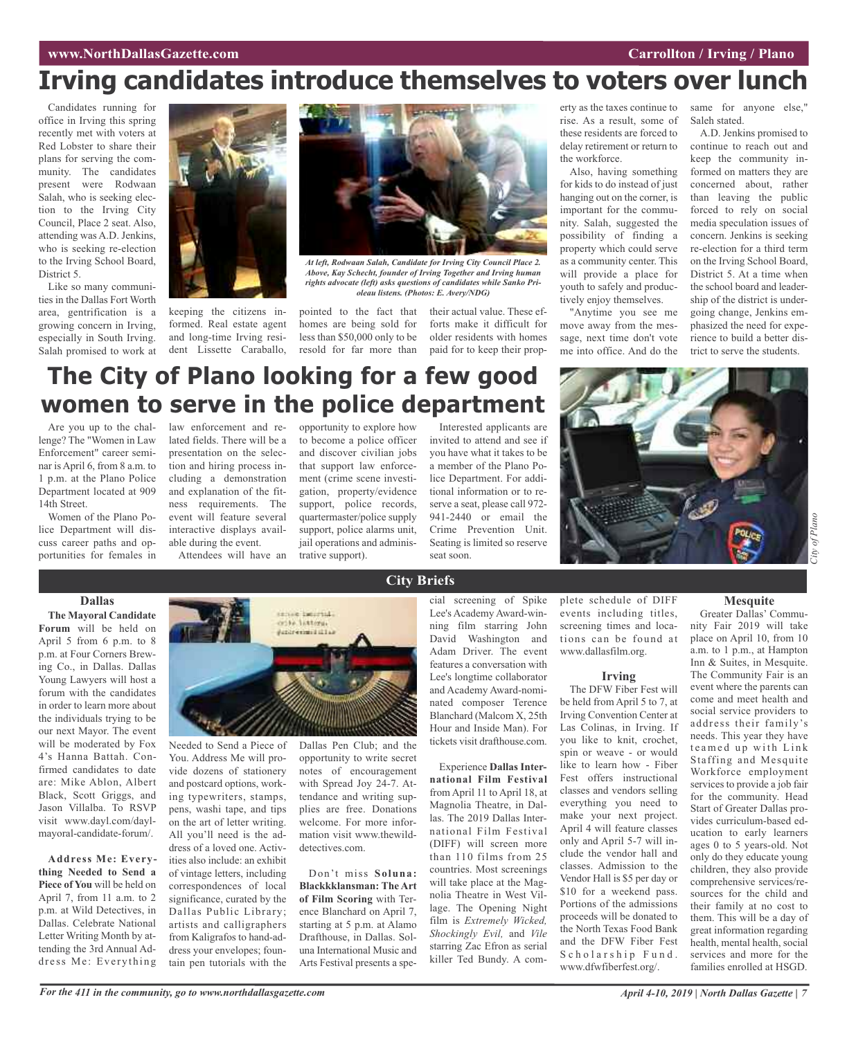# Irving candidates introduce themselves to voters over lunch

Candidates running for office in Irving this spring recently met with voters at Red Lobster to share their plans for serving the community. The candidates present were Rodwaan Salah, who is seeking election to the Irving City Council, Place 2 seat. Also, attending was A.D. Jenkins, who is seeking re-election to the Irving School Board, District 5.

Like so many communities in the Dallas Fort Worth area, gentrification is a growing concern in Irving, especially in South Irving. Salah promised to work at keeping the citizens informed. Real estate agent and long-time Irving resident Lissette Caraballo, pointed to the fact that homes are being sold for less than $50,000 only to be resold for far more than their actual value. These efforts make it difficult for older residents with homes paid for to keep their property as the taxes continue to rise. As a result, some of these residents are forced to delay retirement or return to the workforce.

*At left, Rodwaan Salah, Candidate for Irving City Council Place 2. Above, Kay Schecht, founder of Irving Together and Irving human rights advocate (left) asks questions of candidates while Sanko Prioleau listens. (Photos: E. Avery/NDG)*

Also, having something for kids to do instead of just hanging out on the corner, is important for the community. Salah, suggested the possibility of finding a property which could serve as a community center. This will provide a place for youth to safely and productively enjoy themselves.

"Anytime you see me move away from the message, next time don't vote me into office. And do the same for anyone else," Saleh stated.

A.D. Jenkins promised to continue to reach out and keep the community informed on matters they are concerned about, rather than leaving the public forced to rely on social media speculation issues of concern. Jenkins is seeking re-election for a third term on the Irving School Board, District 5. At a time when the school board and leadership of the district is undergoing change, Jenkins emphasized the need for experience to build a better district to serve the students.

# The City of Plano looking for a few good women to serve in the police department

Are you up to the challenge? The "Women in Law Enforcement" career seminar is April 6, from 8 a.m. to 1 p.m. at the Plano Police Department located at 909 14th Street.

Women of the Plano Police Department will discuss career paths and opportunities for females in law enforcement and related fields. There will be a presentation on the selection and hiring process including a demonstration and explanation of the fitness requirements. The event will feature several interactive displays available during the event.

Attendees will have an opportunity to explore how to become a police officer and discover civilian jobs that support law enforcement (crime scene investigation, property/evidence support, police records, quartermaster/police supply support, police alarms unit, jail operations and administrative support).

Interested applicants are invited to attend and see if you have what it takes to be a member of the Plano Police Department. For additional information or to reserve a seat, please call 972-941-2440 or email the Crime Prevention Unit. Seating is limited so reserve seat soon.

*City of Plano*

## City Briefs

### Dallas

**The Mayoral Candidate Forum** will be held on April 5 from 6 p.m. to 8 p.m. at Four Corners Brewing Co., in Dallas. Dallas Young Lawyers will host a forum with the candidates in order to learn more about the individuals trying to be our next Mayor. The event will be moderated by Fox 4's Hanna Battah. Confirmed candidates to date are: Mike Ablon, Albert Black, Scott Griggs, and Jason Villalba. To RSVP visit www.dayl.com/dayl-mayoral-candidate-forum/.

**Address Me: Everything Needed to Send a Piece of You** will be held on April 7, from 11 a.m. to 2 p.m. at Wild Detectives, in Dallas. Celebrate National Letter Writing Month by attending the 3rd Annual Address Me: Everything Needed to Send a Piece of You. Address Me will provide dozens of stationery and postcard options, working typewriters, stamps, pens, washi tape, and tips on the art of letter writing. All you'll need is the address of a loved one. Activities also include: an exhibit of vintage letters, including correspondences of local significance, curated by the Dallas Public Library; artists and calligraphers from Kaligrafos to hand-address your envelopes; fountain pen tutorials with the Dallas Pen Club; and the opportunity to write secret notes of encouragement with Spread Joy 24-7. Attendance and writing supplies are free. Donations welcome. For more information visit www.thewilddetectives.com.

Don't miss **Soluna: Blackkklansman: The Art of Film Scoring** with Terence Blanchard on April 7, starting at 5 p.m. at Alamo Drafthouse, in Dallas. Soluna International Music and Arts Festival presents a special screening of Spike Lee's Academy Award-winning film starring John David Washington and Adam Driver. The event features a conversation with Lee's longtime collaborator and Academy Award-nominated composer Terence Blanchard (Malcom X, 25th Hour and Inside Man). For tickets visit drafthouse.com.

Experience **Dallas International Film Festival** from April 11 to April 18, at Magnolia Theatre, in Dallas. The 2019 Dallas International Film Festival (DIFF) will screen more than 110 films from 25 countries. Most screenings will take place at the Magnolia Theatre in West Village. The Opening Night film is *Extremely Wicked, Shockingly Evil,* and *Vile* starring Zac Efron as serial killer Ted Bundy. A complete schedule of DIFF events including titles, screening times and locations can be found at www.dallasfilm.org.

### Irving

The DFW Fiber Fest will be held from April 5 to 7, at Irving Convention Center at Las Colinas, in Irving. If you like to knit, crochet, spin or weave - or would like to learn how - Fiber Fest offers instructional classes and vendors selling everything you need to make your next project. April 4 will feature classes only and April 5-7 will include the vendor hall and classes. Admission to the Vendor Hall is $5 per day or $10 for a weekend pass. Portions of the admissions proceeds will be donated to the North Texas Food Bank and the DFW Fiber Fest Scholarship Fund. www.dfwfiberfest.org/.

### Mesquite

Greater Dallas' Community Fair 2019 will take place on April 10, from 10 a.m. to 1 p.m., at Hampton Inn & Suites, in Mesquite. The Community Fair is an event where the parents can come and meet health and social service providers to address their family's needs. This year they have teamed up with Link Staffing and Mesquite Workforce employment services to provide a job fair for the community. Head Start of Greater Dallas provides curriculum-based education to early learners ages 0 to 5 years-old. Not only do they educate young children, they also provide comprehensive services/resources for the child and their family at no cost to them. This will be a day of great information regarding health, mental health, social services and more for the families enrolled at HSGD.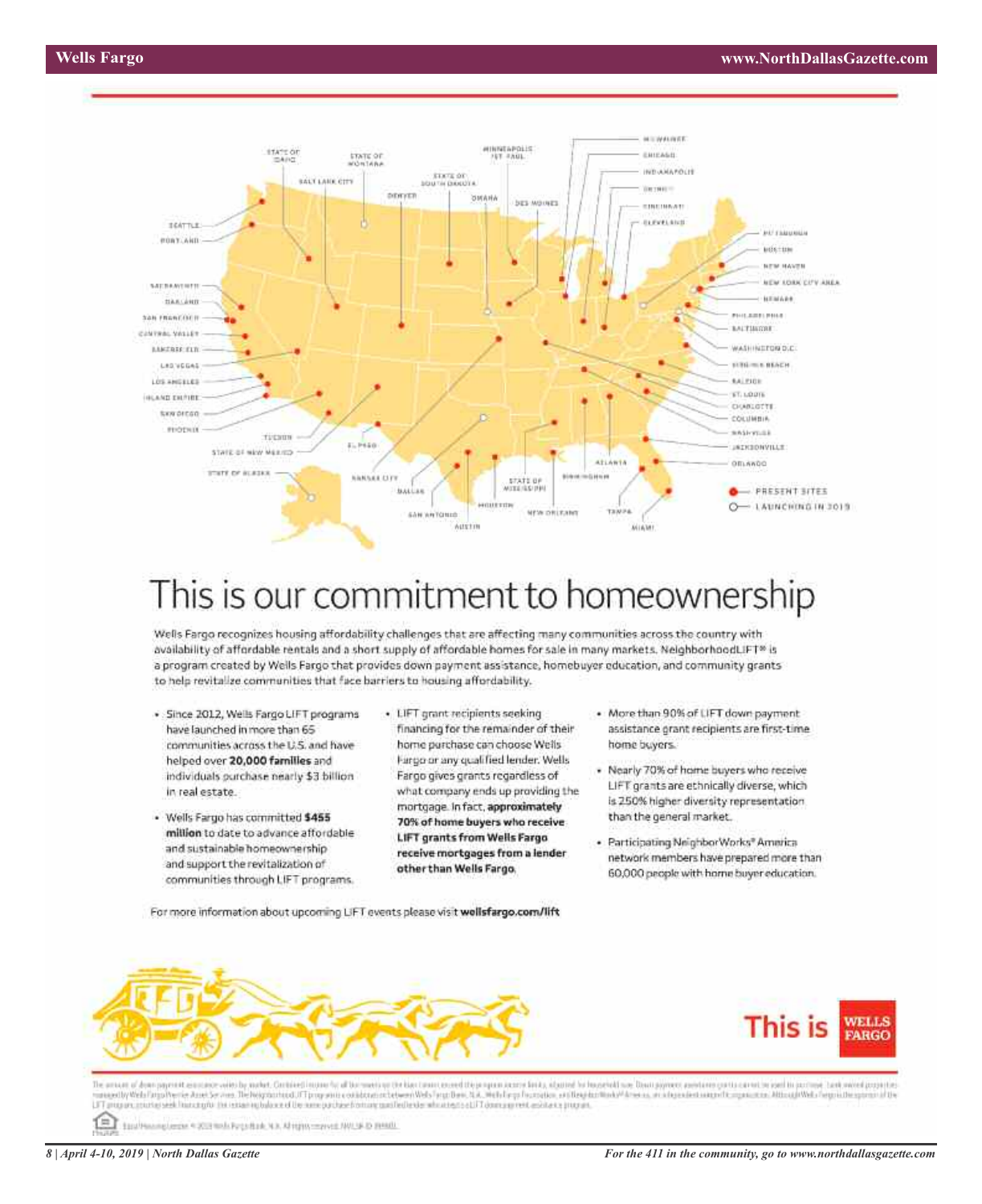# This is our commitment to homeownership

Wells Fargo recognizes housing affordability challenges that are affecting many communities across the country with availability of affordable rentals and a short supply of affordable homes for sale in many markets. NeighborhoodLIFT® is a program created by Wells Fargo that provides down payment assistance, homebuyer education, and community grants to help revitalize communities that face barriers to housing affordability.

- Since 2012, Wells Fargo LIFT programs have launched in more than 65 communities across the U.S. and have helped over **20,000 families** and individuals purchase nearly $3 billion in real estate.
- Wells Fargo has committed **$455 million** to date to advance affordable and sustainable homeownership and support the revitalization of communities through LIFT programs.
- LIFT grant recipients seeking financing for the remainder of their home purchase can choose Wells Fargo or any qualified lender. Wells Fargo gives grants regardless of what company ends up providing the mortgage. In fact, **approximately 70% of home buyers who receive LIFT grants from Wells Fargo receive mortgages from a lender other than Wells Fargo.**
- More than 90% of LIFT down payment assistance grant recipients are first-time home buyers.
- Nearly 70% of home buyers who receive LIFT grants are ethnically diverse, which is 250% higher diversity representation than the general market.
- Participating NeighborWorks® America network members have prepared more than 60,000 people with home buyer education.

For more information about upcoming LIFT events please visit **wellsfargo.com/lift**

This is WELLS FARGO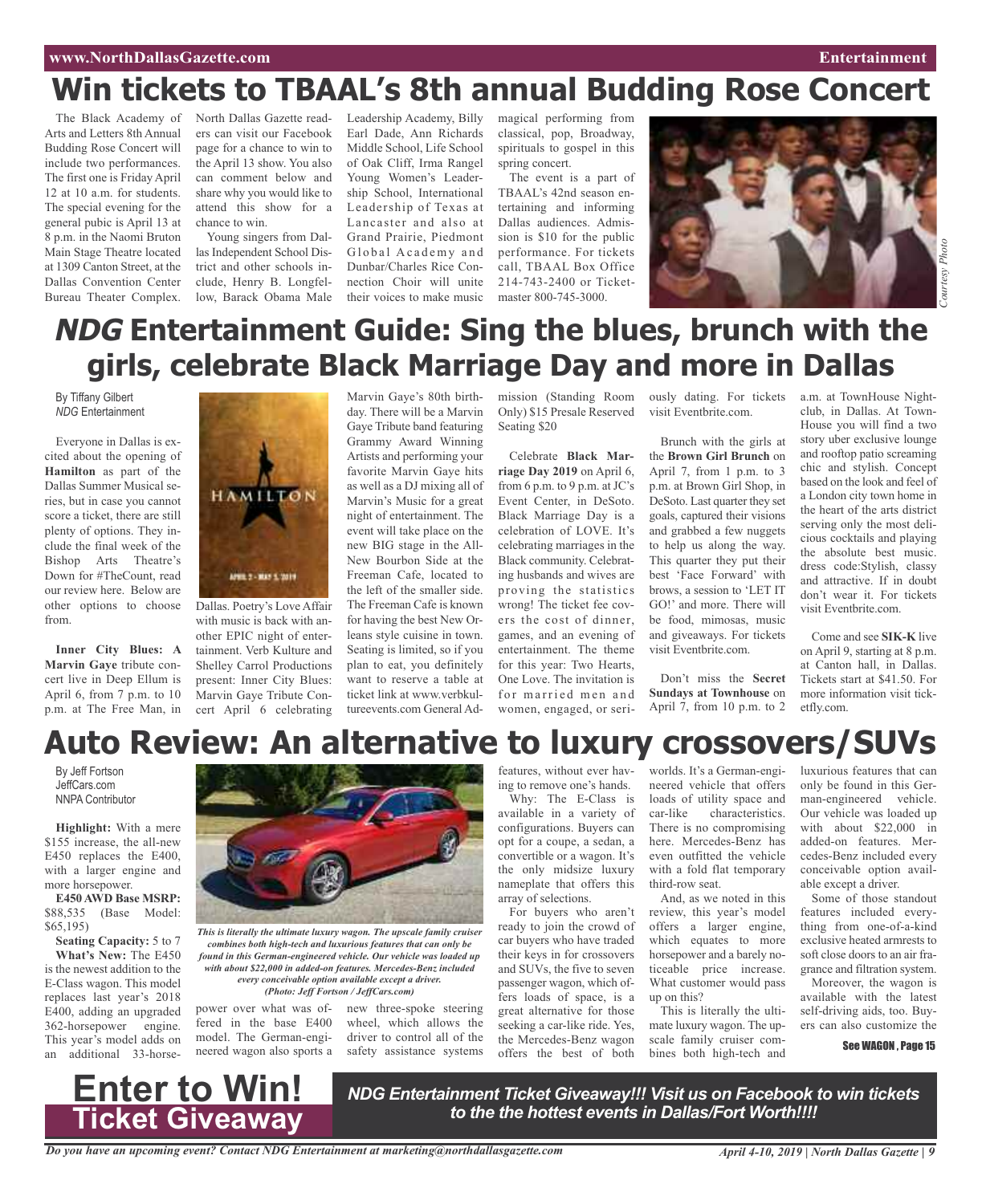# Win tickets to TBAAL's 8th annual Budding Rose Concert

The Black Academy of Arts and Letters 8th Annual Budding Rose Concert will include two performances. The first one is Friday April 12 at 10 a.m. for students. The special evening for the general pubic is April 13 at 8 p.m. in the Naomi Bruton Main Stage Theatre located at 1309 Canton Street, at the Dallas Convention Center Bureau Theater Complex.

North Dallas Gazette readers can visit our Facebook page for a chance to win to the April 13 show. You also can comment below and share why you would like to attend this show for a chance to win.

Young singers from Dallas Independent School District and other schools include, Henry B. Longfellow, Barack Obama Male Leadership Academy, Billy Earl Dade, Ann Richards Middle School, Life School of Oak Cliff, Irma Rangel Young Women's Leadership School, International Leadership of Texas at Lancaster and also at Grand Prairie, Piedmont Global Academy and Dunbar/Charles Rice Connection Choir will unite their voices to make music magical performing from classical, pop, Broadway, spirituals to gospel in this spring concert.

The event is a part of TBAAL's 42nd season entertaining and informing Dallas audiences. Admission is $10 for the public performance. For tickets call, TBAAL Box Office 214-743-2400 or Ticketmaster 800-745-3000.

Courtesy Photo

# *NDG* Entertainment Guide: Sing the blues, brunch with the girls, celebrate Black Marriage Day and more in Dallas

By Tiffany Gilbert
*NDG* Entertainment

Everyone in Dallas is excited about the opening of **Hamilton** as part of the Dallas Summer Musical series, but in case you cannot score a ticket, there are still plenty of options. They include the final week of the Bishop Arts Theatre's Down for #TheCount, read our review here. Below are other options to choose from.

**Inner City Blues: A Marvin Gaye** tribute concert live in Deep Ellum is April 6, from 7 p.m. to 10 p.m. at The Free Man, in Dallas. Poetry's Love Affair with music is back with another EPIC night of entertainment. Verb Kulture and Shelley Carrol Productions present: Inner City Blues: Marvin Gaye Tribute Concert April 6 celebrating Marvin Gaye's 80th birthday. There will be a Marvin Gaye Tribute band featuring Grammy Award Winning Artists and performing your favorite Marvin Gaye hits as well as a DJ mixing all of Marvin's Music for a great night of entertainment. The event will take place on the new BIG stage in the All-New Bourbon Side at the Freeman Cafe, located to the left of the smaller side. The Freeman Cafe is known for having the best New Orleans style cuisine in town. Seating is limited, so if you plan to eat, you definitely want to reserve a table at ticket link at www.verbkultureevents.com General Admission (Standing Room Only) $15 Presale Reserved Seating $20

Celebrate **Black Marriage Day 2019** on April 6, from 6 p.m. to 9 p.m. at JC's Event Center, in DeSoto. Black Marriage Day is a celebration of LOVE. It's celebrating marriages in the Black community. Celebrating husbands and wives are proving the statistics wrong! The ticket fee covers the cost of dinner, games, and an evening of entertainment. The theme for this year: Two Hearts, One Love. The invitation is for married men and women, engaged, or seriously dating. For tickets visit Eventbrite.com.

Brunch with the girls at the **Brown Girl Brunch** on April 7, from 1 p.m. to 3 p.m. at Brown Girl Shop, in DeSoto. Last quarter they set goals, captured their visions and grabbed a few nuggets to help us along the way. This quarter they put their best 'Face Forward' with brows, a session to 'LET IT GO!' and more. There will be food, mimosas, music and giveaways. For tickets visit Eventbrite.com.

Don't miss the **Secret Sundays at Townhouse** on April 7, from 10 p.m. to 2 a.m. at TownHouse Nightclub, in Dallas. At TownHouse you will find a two story uber exclusive lounge and rooftop patio screaming chic and stylish. Concept based on the look and feel of a London city town home in the heart of the arts district serving only the most delicious cocktails and playing the absolute best music. dress code:Stylish, classy and attractive. If in doubt don't wear it. For tickets visit Eventbrite.com.

Come and see **SIK-K** live on April 9, starting at 8 p.m. at Canton hall, in Dallas. Tickets start at $41.50. For more information visit ticketfly.com.

# Auto Review: An alternative to luxury crossovers/SUVs

By Jeff Fortson
JeffCars.com
NNPA Contributor

**Highlight:** With a mere $155 increase, the all-new E450 replaces the E400, with a larger engine and more horsepower.

**E450 AWD Base MSRP:** $88,535 (Base Model: $65,195)

**Seating Capacity:** 5 to 7

**What's New:** The E450 is the newest addition to the E-Class wagon. This model replaces last year's 2018 E400, adding an upgraded 362-horsepower engine. This year's model adds on an additional 33-horsepower over what was offered in the base E400 model. The German-engineered wagon also sports a new three-spoke steering wheel, which allows the driver to control all of the safety assistance systems features, without ever having to remove one's hands.

*This is literally the ultimate luxury wagon. The upscale family cruiser combines both high-tech and luxurious features that can only be found in this German-engineered vehicle. Our vehicle was loaded up with about $22,000 in added-on features. Mercedes-Benz included every conceivable option available except a driver. (Photo: Jeff Fortson / JeffCars.com)*

Why: The E-Class is available in a variety of configurations. Buyers can opt for a coupe, a sedan, a convertible or a wagon. It's the only midsize luxury nameplate that offers this array of selections.

For buyers who aren't ready to join the crowd of car buyers who have traded their keys in for crossovers and SUVs, the five to seven passenger wagon, which offers loads of space, is a great alternative for those seeking a car-like ride. Yes, the Mercedes-Benz wagon offers the best of both worlds. It's a German-engineered vehicle that offers loads of utility space and car-like characteristics. There is no compromising here. Mercedes-Benz has even outfitted the vehicle with a fold flat temporary third-row seat.

And, as we noted in this review, this year's model offers a larger engine, which equates to more horsepower and a barely noticeable price increase. What customer would pass up on this?

This is literally the ultimate luxury wagon. The upscale family cruiser combines both high-tech and luxurious features that can only be found in this German-engineered vehicle. Our vehicle was loaded up with about $22,000 in added-on features. Mercedes-Benz included every conceivable option available except a driver.

Some of those standout features included everything from one-of-a-kind exclusive heated armrests to soft close doors to an air fragrance and filtration system.

Moreover, the wagon is available with the latest self-driving aids, too. Buyers can also customize the

See WAGON, Page 15

**Enter to Win!**
**Ticket Giveaway**

***NDG Entertainment Ticket Giveaway!!! Visit us on Facebook to win tickets to the the hottest events in Dallas/Fort Worth!!!!***

*Do you have an upcoming event? Contact NDG Entertainment at marketing@northdallasgazette.com*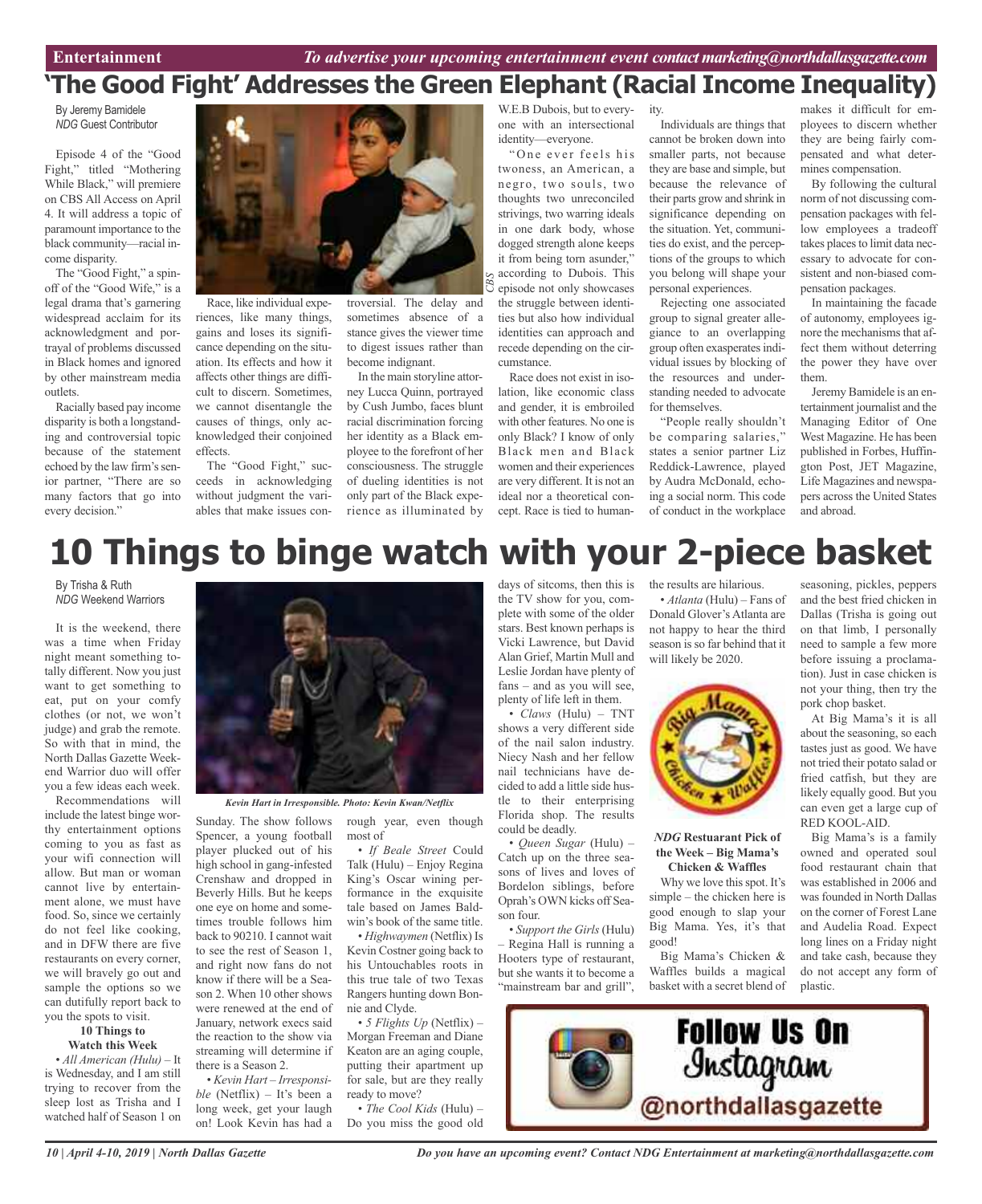Entertainment

*To advertise your upcoming entertainment event contact marketing@northdallasgazette.com*

# 'The Good Fight' Addresses the Green Elephant (Racial Income Inequality)

By Jeremy Bamidele
*NDG* Guest Contributor

Episode 4 of the "Good Fight," titled "Mothering While Black," will premiere on CBS All Access on April 4. It will address a topic of paramount importance to the black community—racial income disparity.

The "Good Fight," a spin-off of the "Good Wife," is a legal drama that's garnering widespread acclaim for its acknowledgment and portrayal of problems discussed in Black homes and ignored by other mainstream media outlets.

Racially based pay income disparity is both a longstanding and controversial topic because of the statement echoed by the law firm's senior partner, "There are so many factors that go into every decision."

Race, like individual experiences, like many things, gains and loses its significance depending on the situation. Its effects and how it affects other things are difficult to discern. Sometimes, we cannot disentangle the causes of things, only acknowledged their conjoined effects.

The "Good Fight," succeeds in acknowledging without judgment the variables that make issues controversial. The delay and sometimes absence of a stance gives the viewer time to digest issues rather than become indignant.

In the main storyline attorney Lucca Quinn, portrayed by Cush Jumbo, faces blunt racial discrimination forcing her identity as a Black employee to the forefront of her consciousness. The struggle of dueling identities is not only part of the Black experience as illuminated by W.E.B Dubois, but to everyone with an intersectional identity—everyone.

"One ever feels his twoness, an American, a negro, two souls, two thoughts two unreconciled strivings, two warring ideals in one dark body, whose dogged strength alone keeps it from being torn asunder," according to Dubois. This episode not only showcases the struggle between identities but also how individual identities can approach and recede depending on the circumstance.

Race does not exist in isolation, like economic class and gender, it is embroiled with other features. No one is only Black? I know of only Black men and Black women and their experiences are very different. It is not an ideal nor a theoretical concept. Race is tied to humanity.

Individuals are things that cannot be broken down into smaller parts, not because they are base and simple, but because the relevance of their parts grow and shrink in significance depending on the situation. Yet, communities do exist, and the perceptions of the groups to which you belong will shape your personal experiences.

Rejecting one associated group to signal greater allegiance to an overlapping group often exasperates individual issues by blocking of the resources and understanding needed to advocate for themselves.

"People really shouldn't be comparing salaries," states a senior partner Liz Reddick-Lawrence, played by Audra McDonald, echoing a social norm. This code of conduct in the workplace makes it difficult for employees to discern whether they are being fairly compensated and what determines compensation.

By following the cultural norm of not discussing compensation packages with fellow employees a tradeoff takes places to limit data necessary to advocate for consistent and non-biased compensation packages.

In maintaining the facade of autonomy, employees ignore the mechanisms that affect them without deterring the power they have over them.

Jeremy Bamidele is an entertainment journalist and the Managing Editor of One West Magazine. He has been published in Forbes, Huffington Post, JET Magazine, Life Magazines and newspapers across the United States and abroad.

# 10 Things to binge watch with your 2-piece basket

By Trisha & Ruth
*NDG* Weekend Warriors

It is the weekend, there was a time when Friday night meant something totally different. Now you just want to get something to eat, put on your comfy clothes (or not, we won't judge) and grab the remote. So with that in mind, the North Dallas Gazette Weekend Warrior duo will offer you a few ideas each week.

Recommendations will include the latest binge worthy entertainment options coming to you as fast as your wifi connection will allow. But man or woman cannot live by entertainment alone, we must have food. So, since we certainly do not feel like cooking, and in DFW there are five restaurants on every corner, we will bravely go out and sample the options so we can dutifully report back to you the spots to visit.

**10 Things to Watch this Week**

• *All American (Hulu)* – It is Wednesday, and I am still trying to recover from the sleep lost as Trisha and I watched half of Season 1 on Sunday. The show follows Spencer, a young football player plucked out of his high school in gang-infested Crenshaw and dropped in Beverly Hills. But he keeps one eye on home and sometimes trouble follows him back to 90210. I cannot wait to see the rest of Season 1, and right now fans do not know if there will be a Season 2. When 10 other shows were renewed at the end of January, network execs said the reaction to the show via streaming will determine if there is a Season 2.

*Kevin Hart in Irresponsible. Photo: Kevin Kwan/Netflix*

• *Kevin Hart – Irresponsible* (Netflix) – It's been a long week, get your laugh on! Look Kevin has had a rough year, even though most of

• *If Beale Street* Could Talk (Hulu) – Enjoy Regina King's Oscar wining performance in the exquisite tale based on James Baldwin's book of the same title.

• *Highwaymen* (Netflix) Is Kevin Costner going back to his Untouchables roots in this true tale of two Texas Rangers hunting down Bonnie and Clyde.

• *5 Flights Up* (Netflix) – Morgan Freeman and Diane Keaton are an aging couple, putting their apartment up for sale, but are they really ready to move?

• *The Cool Kids* (Hulu) – Do you miss the good old days of sitcoms, then this is the TV show for you, complete with some of the older stars. Best known perhaps is Vicki Lawrence, but David Alan Grief, Martin Mull and Leslie Jordan have plenty of fans – and as you will see, plenty of life left in them.

• *Claws* (Hulu) – TNT shows a very different side of the nail salon industry. Niecy Nash and her fellow nail technicians have decided to add a little side hustle to their enterprising Florida shop. The results could be deadly.

• *Queen Sugar* (Hulu) – Catch up on the three seasons of lives and loves of Bordelon siblings, before Oprah's OWN kicks off Season four.

• *Support the Girls* (Hulu) – Regina Hall is running a Hooters type of restaurant, but she wants it to become a "mainstream bar and grill", the results are hilarious.

• *Atlanta* (Hulu) – Fans of Donald Glover's Atlanta are not happy to hear the third season is so far behind that it will likely be 2020.

***NDG* Restaurant Pick of the Week – Big Mama's Chicken & Waffles**

Why we love this spot. It's simple – the chicken here is good enough to slap your Big Mama. Yes, it's that good!

Big Mama's Chicken & Waffles builds a magical basket with a secret blend of seasoning, pickles, peppers and the best fried chicken in Dallas (Trisha is going out on that limb, I personally need to sample a few more before issuing a proclamation). Just in case chicken is not your thing, then try the pork chop basket.

At Big Mama's it is all about the seasoning, so each tastes just as good. We have not tried their potato salad or fried catfish, but they are likely equally good. But you can even get a large cup of RED KOOL-AID.

Big Mama's is a family owned and operated soul food restaurant chain that was established in 2006 and was founded in North Dallas on the corner of Forest Lane and Audelia Road. Expect long lines on a Friday night and take cash, because they do not accept any form of plastic.

Follow Us On Instagram @northdallasgazette

*Do you have an upcoming event? Contact NDG Entertainment at marketing@northdallasgazette.com*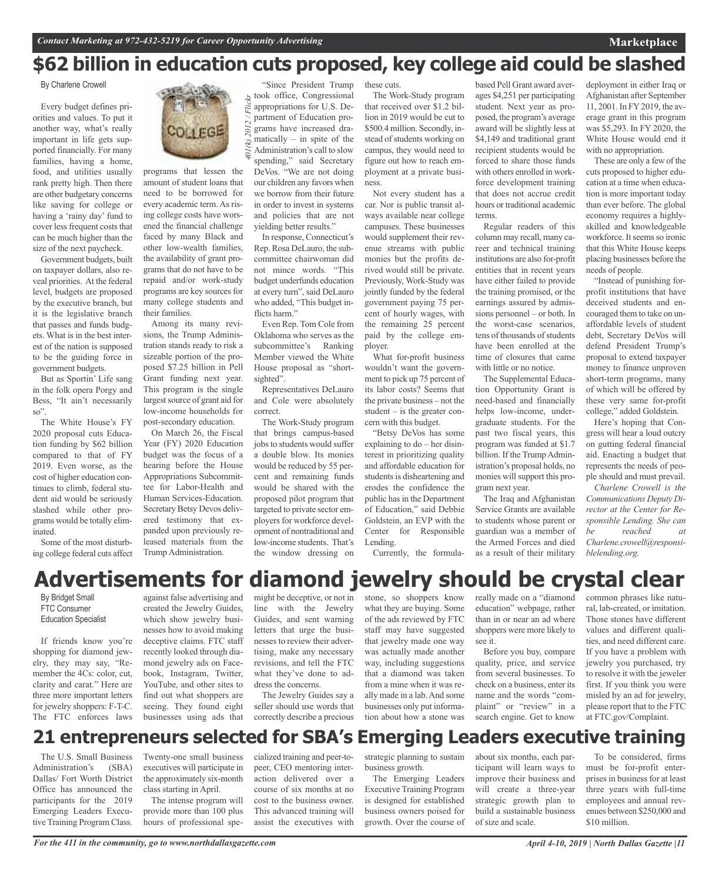# $62 billion in education cuts proposed, key college aid could be slashed

By Charlene Crowell

Every budget defines priorities and values. To put it another way, what's really important in life gets supported financially. For many families, having a home, food, and utilities usually rank pretty high. Then there are other budgetary concerns like saving for college or having a 'rainy day' fund to cover less frequent costs that can be much higher than the size of the next paycheck.

Government budgets, built on taxpayer dollars, also reveal priorities. At the federal level, budgets are proposed by the executive branch, but it is the legislative branch that passes and funds budgets. What is in the best interest of the nation is supposed to be the guiding force in government budgets.

But as Sportin' Life sang in the folk opera Porgy and Bess, "It ain't necessarily so".

The White House's FY 2020 proposal cuts Education funding by $62 billion compared to that of FY 2019. Even worse, as the cost of higher education continues to climb, federal student aid would be seriously slashed while other programs would be totally eliminated.

Some of the most disturbing college federal cuts affect programs that lessen the amount of student loans that need to be borrowed for every academic term. As rising college costs have worsened the financial challenge faced by many Black and other low-wealth families, the availability of grant programs that do not have to be repaid and/or work-study programs are key sources for many college students and their families.

Among its many revisions, the Trump Administration stands ready to risk a sizeable portion of the proposed $7.25 billion in Pell Grant funding next year. This program is the single largest source of grant aid for low-income households for post-secondary education.

On March 26, the Fiscal Year (FY) 2020 Education budget was the focus of a hearing before the House Appropriations Subcommittee for Labor-Health and Human Services-Education. Secretary Betsy Devos delivered testimony that expanded upon previously released materials from the Trump Administration.

"Since President Trump took office, Congressional appropriations for U.S. Department of Education programs have increased dramatically – in spite of the Administration's call to slow spending," said Secretary DeVos. "We are not doing our children any favors when we borrow from their future in order to invest in systems and policies that are not yielding better results."

In response, Connecticut's Rep. Rosa DeLauro, the subcommittee chairwoman did not mince words. "This budget underfunds education at every turn", said DeLauro who added, "This budget inflicts harm."

Even Rep. Tom Cole from Oklahoma who serves as the subcommittee's Ranking Member viewed the White House proposal as "short-sighted".

Representatives DeLauro and Cole were absolutely correct.

The Work-Study program that brings campus-based jobs to students would suffer a double blow. Its monies would be reduced by 55 percent and remaining funds would be shared with the proposed pilot program that targeted to private sector employers for workforce development of nontraditional and low-income students. That's the window dressing on these cuts.

The Work-Study program that received over $1.2 billion in 2019 would be cut to $500.4 million. Secondly, instead of students working on campus, they would need to figure out how to reach employment at a private business.

Not every student has a car. Nor is public transit always available near college campuses. These businesses would supplement their revenue streams with public monies but the profits derived would still be private. Previously, Work-Study was jointly funded by the federal government paying 75 percent of hourly wages, with the remaining 25 percent paid by the college employer.

What for-profit business wouldn't want the government to pick up 75 percent of its labor costs? Seems that the private business – not the student – is the greater concern with this budget.

"Betsy DeVos has some explaining to do – her disinterest in prioritizing quality and affordable education for students is disheartening and erodes the confidence the public has in the Department of Education," said Debbie Goldstein, an EVP with the Center for Responsible Lending.

Currently, the formula-based Pell Grant award averages $4,251 per participating student. Next year as proposed, the program's average award will be slightly less at $4,149 and traditional grant recipient students would be forced to share those funds with others enrolled in workforce development training that does not accrue credit hours or traditional academic terms.

Regular readers of this column may recall, many career and technical training institutions are also for-profit entities that in recent years have either failed to provide the training promised, or the earnings assured by admissions personnel – or both. In the worst-case scenarios, tens of thousands of students have been enrolled at the time of closures that came with little or no notice.

The Supplemental Education Opportunity Grant is need-based and financially helps low-income, undergraduate students. For the past two fiscal years, this program was funded at $1.7 billion. If the Trump Administration's proposal holds, no monies will support this program next year.

The Iraq and Afghanistan Service Grants are available to students whose parent or guardian was a member of the Armed Forces and died as a result of their military deployment in either Iraq or Afghanistan after September 11, 2001. In FY 2019, the average grant in this program was $5,293. In FY 2020, the White House would end it with no appropriation.

These are only a few of the cuts proposed to higher education at a time when education is more important today than ever before. The global economy requires a highly-skilled and knowledgeable workforce. It seems so ironic that this White House keeps placing businesses before the needs of people.

"Instead of punishing for-profit institutions that have deceived students and encouraged them to take on unaffordable levels of student debt, Secretary DeVos will defend President Trump's proposal to extend taxpayer money to finance unproven short-term programs, many of which will be offered by these very same for-profit college," added Goldstein.

Here's hoping that Congress will hear a loud outcry on gutting federal financial aid. Enacting a budget that represents the needs of people should and must prevail.

*Charlene Crowell is the Communications Deputy Director at the Center for Responsible Lending. She can be reached at Charlene.crowell@responsiblelending.org.*

# Advertisements for diamond jewelry should be crystal clear

By Bridget Small
FTC Consumer Education Specialist

If friends know you're shopping for diamond jewelry, they may say, "Remember the 4Cs: color, cut, clarity and carat." Here are three more important letters for jewelry shoppers: F-T-C. The FTC enforces laws against false advertising and created the Jewelry Guides, which show jewelry businesses how to avoid making deceptive claims. FTC staff recently looked through diamond jewelry ads on Facebook, Instagram, Twitter, YouTube, and other sites to find out what shoppers are seeing. They found eight businesses using ads that might be deceptive, or not in line with the Jewelry Guides, and sent warning letters that urge the businesses to review their advertising, make any necessary revisions, and tell the FTC what they've done to address the concerns.

The Jewelry Guides say a seller should use words that correctly describe a precious stone, so shoppers know what they are buying. Some of the ads reviewed by FTC staff may have suggested that jewelry made one way was actually made another way, including suggestions that a diamond was taken from a mine when it was really made in a lab. And some businesses only put information about how a stone was really made on a "diamond education" webpage, rather than in or near an ad where shoppers were more likely to see it.

Before you buy, compare quality, price, and service from several businesses. To check on a business, enter its name and the words "complaint" or "review" in a search engine. Get to know common phrases like natural, lab-created, or imitation. Those stones have different values and different qualities, and need different care. If you have a problem with jewelry you purchased, try to resolve it with the jeweler first. If you think you were misled by an ad for jewelry, please report that to the FTC at FTC.gov/Complaint.

# 21 entrepreneurs selected for SBA's Emerging Leaders executive training

The U.S. Small Business Administration's (SBA) Dallas/ Fort Worth District Office has announced the participants for the 2019 Emerging Leaders Executive Training Program Class. Twenty-one small business executives will participate in the approximately six-month class starting in April.

The intense program will provide more than 100 plus hours of professional specialized training and peer-to-peer, CEO mentoring interaction delivered over a course of six months at no cost to the business owner. This advanced training will assist the executives with strategic planning to sustain business growth.

The Emerging Leaders Executive Training Program is designed for established business owners poised for growth. Over the course of about six months, each participant will learn ways to improve their business and will create a three-year strategic growth plan to build a sustainable business of size and scale.

To be considered, firms must be for-profit enterprises in business for at least three years with full-time employees and annual revenues between $250,000 and $10 million.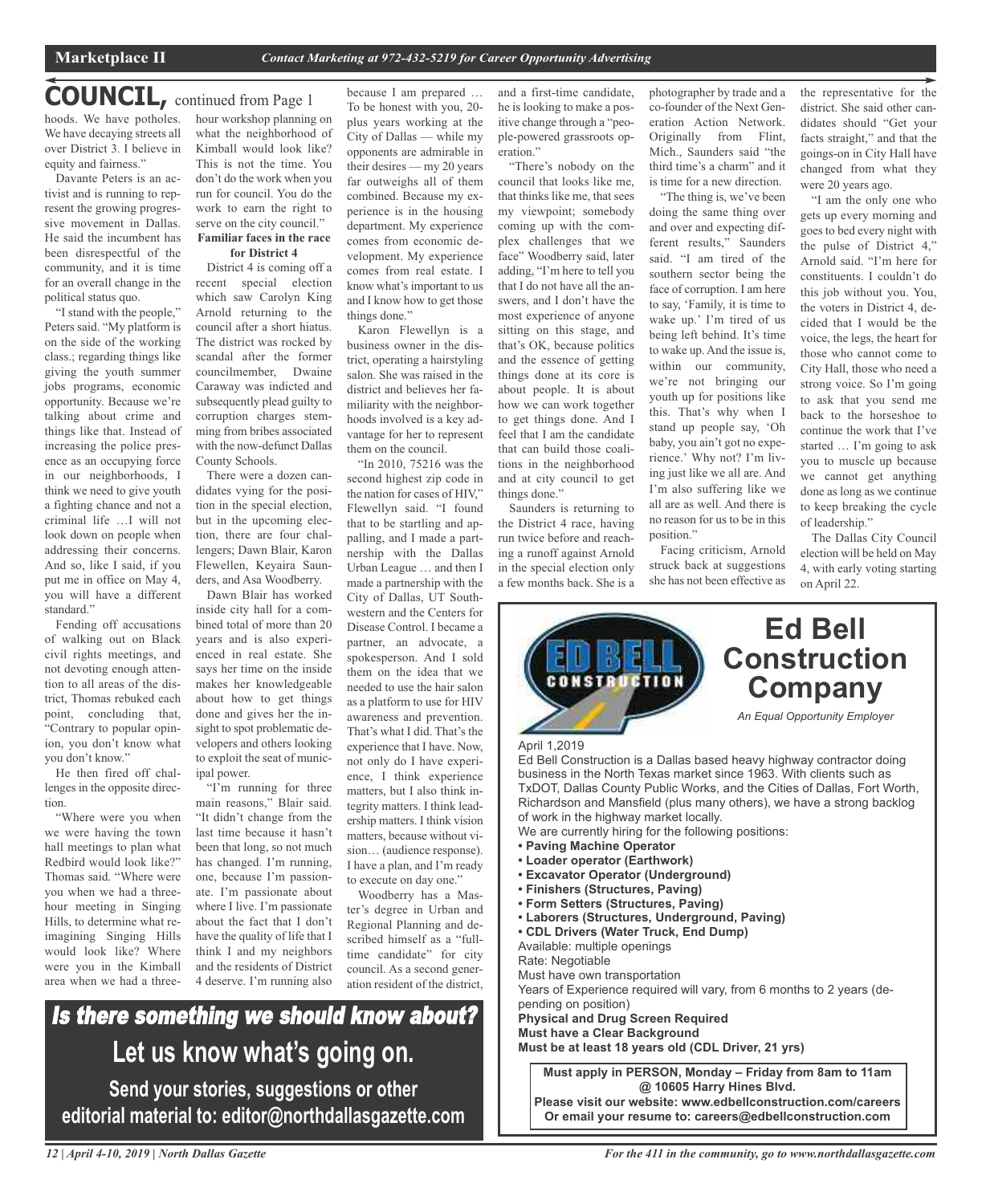# COUNCIL, continued from Page 1

hoods. We have potholes. We have decaying streets all over District 3. I believe in equity and fairness."

Davante Peters is an activist and is running to represent the growing progressive movement in Dallas. He said the incumbent has been disrespectful of the community, and it is time for an overall change in the political status quo.

"I stand with the people," Peters said. "My platform is on the side of the working class.; regarding things like giving the youth summer jobs programs, economic opportunity. Because we're talking about crime and things like that. Instead of increasing the police presence as an occupying force in our neighborhoods, I think we need to give youth a fighting chance and not a criminal life …I will not look down on people when addressing their concerns. And so, like I said, if you put me in office on May 4, you will have a different standard."

Fending off accusations of walking out on Black civil rights meetings, and not devoting enough attention to all areas of the district, Thomas rebuked each point, concluding that, "Contrary to popular opinion, you don't know what you don't know."

He then fired off challenges in the opposite direction.

"Where were you when we were having the town hall meetings to plan what Redbird would look like?" Thomas said. "Where were you when we had a three-hour meeting in Singing Hills, to determine what re-imagining Singing Hills would look like? Where were you in the Kimball area when we had a three-hour workshop planning on what the neighborhood of Kimball would look like? This is not the time. You don't do the work when you run for council. You do the work to earn the right to serve on the city council."

**Familiar faces in the race for District 4**

District 4 is coming off a recent special election which saw Carolyn King Arnold returning to the council after a short hiatus. The district was rocked by scandal after the former councilmember, Dwaine Caraway was indicted and subsequently plead guilty to corruption charges stemming from bribes associated with the now-defunct Dallas County Schools.

There were a dozen candidates vying for the position in the special election, but in the upcoming election, there are four challengers; Dawn Blair, Karon Flewellen, Keyaira Saunders, and Asa Woodberry.

Dawn Blair has worked inside city hall for a combined total of more than 20 years and is also experienced in real estate. She says her time on the inside makes her knowledgeable about how to get things done and gives her the insight to spot problematic developers and others looking to exploit the seat of municipal power.

"I'm running for three main reasons," Blair said. "It didn't change from the last time because it hasn't been that long, so not much has changed. I'm running, one, because I'm passionate. I'm passionate about where I live. I'm passionate about the fact that I don't have the quality of life that I think I and my neighbors and the residents of District 4 deserve. I'm running also because I am prepared … To be honest with you, 20-plus years working at the City of Dallas — while my opponents are admirable in their desires — my 20 years far outweighs all of them combined. Because my experience is in the housing department. My experience comes from economic development. My experience comes from real estate. I know what's important to us and I know how to get those things done."

Karon Flewellyn is a business owner in the district, operating a hairstyling salon. She was raised in the district and believes her familiarity with the neighborhoods involved is a key advantage for her to represent them on the council.

"In 2010, 75216 was the second highest zip code in the nation for cases of HIV," Flewellyn said. "I found that to be startling and appalling, and I made a partnership with the Dallas Urban League … and then I made a partnership with the City of Dallas, UT Southwestern and the Centers for Disease Control. I became a partner, an advocate, a spokesperson. And I sold them on the idea that we needed to use the hair salon as a platform to use for HIV awareness and prevention. That's what I did. That's the experience that I have. Now, not only do I have experience, I think experience matters, but I also think integrity matters. I think leadership matters. I think vision matters, because without vision… (audience response). I have a plan, and I'm ready to execute on day one."

Woodberry has a Master's degree in Urban and Regional Planning and described himself as a "full-time candidate" for city council. As a second generation resident of the district, and a first-time candidate, he is looking to make a positive change through a "people-powered grassroots operation."

"There's nobody on the council that looks like me, that thinks like me, that sees my viewpoint; somebody coming up with the complex challenges that we face" Woodberry said, later adding, "I'm here to tell you that I do not have all the answers, and I don't have the most experience of anyone sitting on this stage, and that's OK, because politics and the essence of getting things done at its core is about people. It is about how we can work together to get things done. And I feel that I am the candidate that can build those coalitions in the neighborhood and at city council to get things done."

Saunders is returning to the District 4 race, having run twice before and reaching a runoff against Arnold in the special election only a few months back. She is a photographer by trade and a co-founder of the Next Generation Action Network. Originally from Flint, Mich., Saunders said "the third time's a charm" and it is time for a new direction.

"The thing is, we've been doing the same thing over and over and expecting different results," Saunders said. "I am tired of the southern sector being the face of corruption. I am here to say, 'Family, it is time to wake up.' I'm tired of us being left behind. It's time to wake up. And the issue is, within our community, we're not bringing our youth up for positions like this. That's why when I stand up people say, 'Oh baby, you ain't got no experience.' Why not? I'm living just like we all are. And I'm also suffering like we all are as well. And there is no reason for us to be in this position."

Facing criticism, Arnold struck back at suggestions she has not been effective as the representative for the district. She said other candidates should "Get your facts straight," and that the goings-on in City Hall have changed from what they were 20 years ago.

"I am the only one who gets up every morning and goes to bed every night with the pulse of District 4," Arnold said. "I'm here for constituents. I couldn't do this job without you. You, the voters in District 4, decided that I would be the voice, the legs, the heart for those who cannot come to City Hall, those who need a strong voice. So I'm going to ask that you send me back to the horseshoe to continue the work that I've started … I'm going to ask you to muscle up because we cannot get anything done as long as we continue to keep breaking the cycle of leadership."

The Dallas City Council election will be held on May 4, with early voting starting on April 22.

---

***Is there something we should know about?***

**Let us know what's going on.**

**Send your stories, suggestions or other editorial material to: editor@northdallasgazette.com**

---

## Ed Bell Construction Company

*An Equal Opportunity Employer*

April 1,2019

Ed Bell Construction is a Dallas based heavy highway contractor doing business in the North Texas market since 1963. With clients such as TxDOT, Dallas County Public Works, and the Cities of Dallas, Fort Worth, Richardson and Mansfield (plus many others), we have a strong backlog of work in the highway market locally.

We are currently hiring for the following positions:

- **Paving Machine Operator**
- **Loader operator (Earthwork)**
- **Excavator Operator (Underground)**
- **Finishers (Structures, Paving)**
- **Form Setters (Structures, Paving)**
- **Laborers (Structures, Underground, Paving)**
- **CDL Drivers (Water Truck, End Dump)**

Available: multiple openings

Rate: Negotiable

Must have own transportation

Years of Experience required will vary, from 6 months to 2 years (depending on position)

**Physical and Drug Screen Required**

**Must have a Clear Background**

**Must be at least 18 years old (CDL Driver, 21 yrs)**

**Must apply in PERSON, Monday – Friday from 8am to 11am @ 10605 Harry Hines Blvd.**

**Please visit our website: www.edbellconstruction.com/careers**

**Or email your resume to: careers@edbellconstruction.com**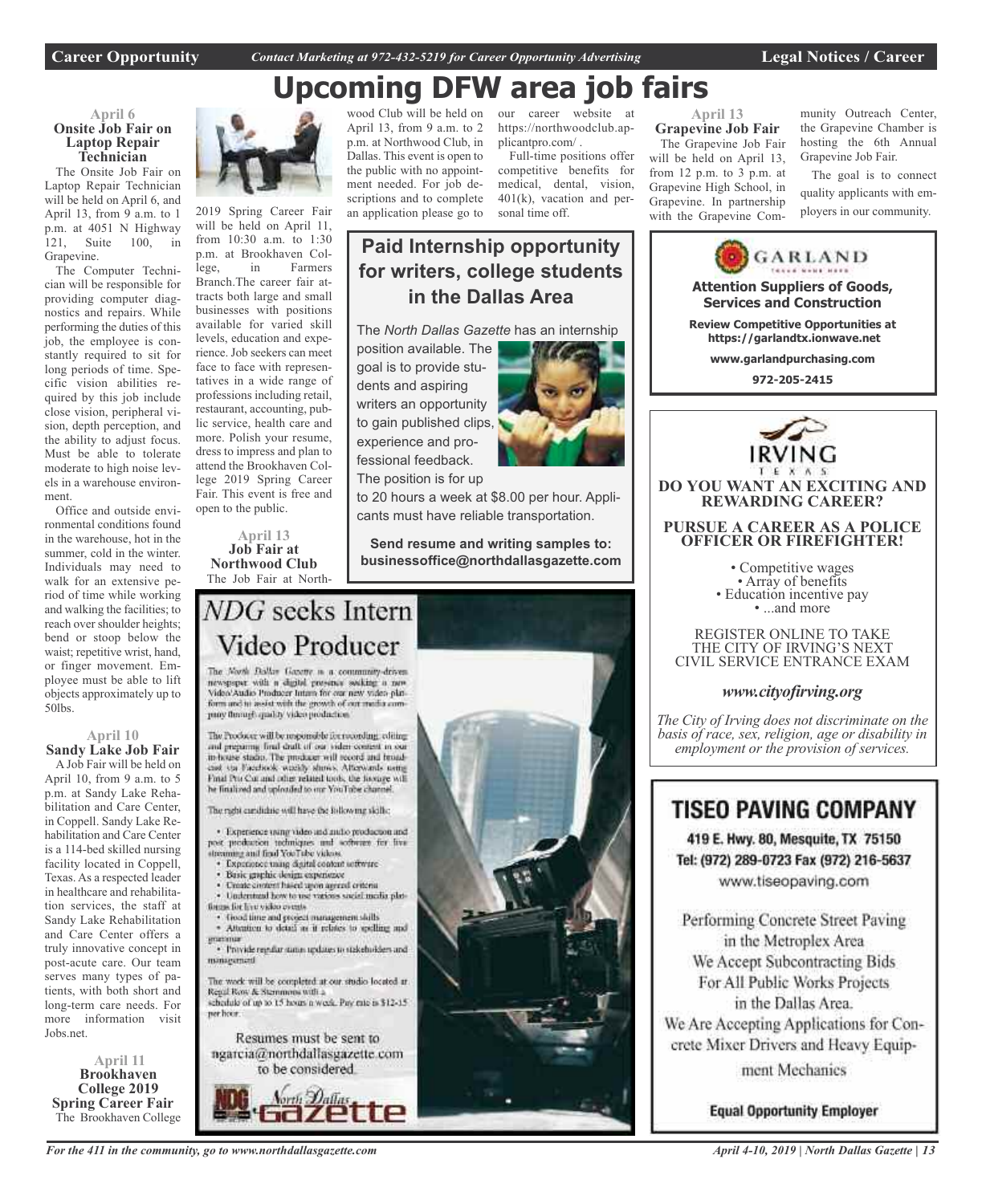# Upcoming DFW area job fairs

### April 6
**Onsite Job Fair on Laptop Repair Technician**

The Onsite Job Fair on Laptop Repair Technician will be held on April 6, and April 13, from 9 a.m. to 1 p.m. at 4051 N Highway 121, Suite 100, in Grapevine.

The Computer Technician will be responsible for providing computer diagnostics and repairs. While performing the duties of this job, the employee is constantly required to sit for long periods of time. Specific vision abilities required by this job include close vision, peripheral vision, depth perception, and the ability to adjust focus. Must be able to tolerate moderate to high noise levels in a warehouse environment.

Office and outside environmental conditions found in the warehouse, hot in the summer, cold in the winter. Individuals may need to walk for an extensive period of time while working and walking the facilities; to reach over shoulder heights; bend or stoop below the waist; repetitive wrist, hand, or finger movement. Employee must be able to lift objects approximately up to 50lbs.

### April 10
**Sandy Lake Job Fair**

A Job Fair will be held on April 10, from 9 a.m. to 5 p.m. at Sandy Lake Rehabilitation and Care Center, in Coppell. Sandy Lake Rehabilitation and Care Center is a 114-bed skilled nursing facility located in Coppell, Texas. As a respected leader in healthcare and rehabilitation services, the staff at Sandy Lake Rehabilitation and Care Center offers a truly innovative concept in post-acute care. Our team serves many types of patients, with both short and long-term care needs. For more information visit Jobs.net.

### April 11
**Brookhaven College 2019 Spring Career Fair**

The Brookhaven College 2019 Spring Career Fair will be held on April 11, from 10:30 a.m. to 1:30 p.m. at Brookhaven College, in Farmers Branch.The career fair attracts both large and small businesses with positions available for varied skill levels, education and experience. Job seekers can meet face to face with representatives in a wide range of professions including retail, restaurant, accounting, public service, health care and more. Polish your resume, dress to impress and plan to attend the Brookhaven College 2019 Spring Career Fair. This event is free and open to the public.

### April 13
**Job Fair at Northwood Club**

The Job Fair at Northwood Club will be held on April 13, from 9 a.m. to 2 p.m. at Northwood Club, in Dallas. This event is open to the public with no appointment needed. For job descriptions and to complete an application please go to our career website at https://northwoodclub.applicantpro.com/ .

Full-time positions offer competitive benefits for medical, dental, vision, 401(k), vacation and personal time off.

### April 13
**Grapevine Job Fair**

The Grapevine Job Fair will be held on April 13, from 12 p.m. to 3 p.m. at Grapevine High School, in Grapevine. In partnership with the Grapevine Community Outreach Center, the Grapevine Chamber is hosting the 6th Annual Grapevine Job Fair.

The goal is to connect quality applicants with employers in our community.

---

## Paid Internship opportunity for writers, college students in the Dallas Area

The *North Dallas Gazette* has an internship position available. The goal is to provide students and aspiring writers an opportunity to gain published clips, experience and professional feedback. The position is for up to 20 hours a week at $8.00 per hour. Applicants must have reliable transportation.

**Send resume and writing samples to: businessoffice@northdallasgazette.com**

---

## *NDG* seeks Intern Video Producer

The North Dallas Gazette is a community-driven newspaper with a digital presence seeking a new Video/Audio Producer Intern for our new video platform and to assist with the growth of our media company through quality video production.

The Producer will be responsible for recording, editing and preparing final draft of our video content in our in-house studio. The producer will record and broadcast via Facebook weekly shows. Afterwards using Final Pro Cut and other related tools, the footage will be finalized and uploaded to our YouTube channel.

The right candidate will have the following skills:

- Experience using video and audio production and post production techniques and software for live streaming and final YouTube videos
- Experience using digital content software
- Basic graphic design experience
- Create content based upon agreed criteria
- Understand how to use various social media platforms for live video events
- Good time and project management skills
- Attention to detail as it relates to spelling and grammar
- Provide regular status updates to stakeholders and management

The work will be completed at our studio located at Regal Row & Stemmons with a schedule of up to 15 hours a week. Pay rate is $12-15 per hour.

Resumes must be sent to ngarcia@northdallasgazette.com to be considered.

North Dallas Gazette

---

**GARLAND**

**Attention Suppliers of Goods, Services and Construction**

**Review Competitive Opportunities at https://garlandtx.ionwave.net**

**www.garlandpurchasing.com**

**972-205-2415**

---

**IRVING TEXAS**

**DO YOU WANT AN EXCITING AND REWARDING CAREER?**

**PURSUE A CAREER AS A POLICE OFFICER OR FIREFIGHTER!**

- Competitive wages
- Array of benefits
- Education incentive pay
- ...and more

REGISTER ONLINE TO TAKE THE CITY OF IRVING'S NEXT CIVIL SERVICE ENTRANCE EXAM

***www.cityofirving.org***

*The City of Irving does not discriminate on the basis of race, sex, religion, age or disability in employment or the provision of services.*

---

## TISEO PAVING COMPANY

419 E. Hwy. 80, Mesquite, TX 75150
Tel: (972) 289-0723 Fax (972) 216-5637
www.tiseopaving.com

Performing Concrete Street Paving in the Metroplex Area
We Accept Subcontracting Bids For All Public Works Projects in the Dallas Area.
We Are Accepting Applications for Concrete Mixer Drivers and Heavy Equipment Mechanics

**Equal Opportunity Employer**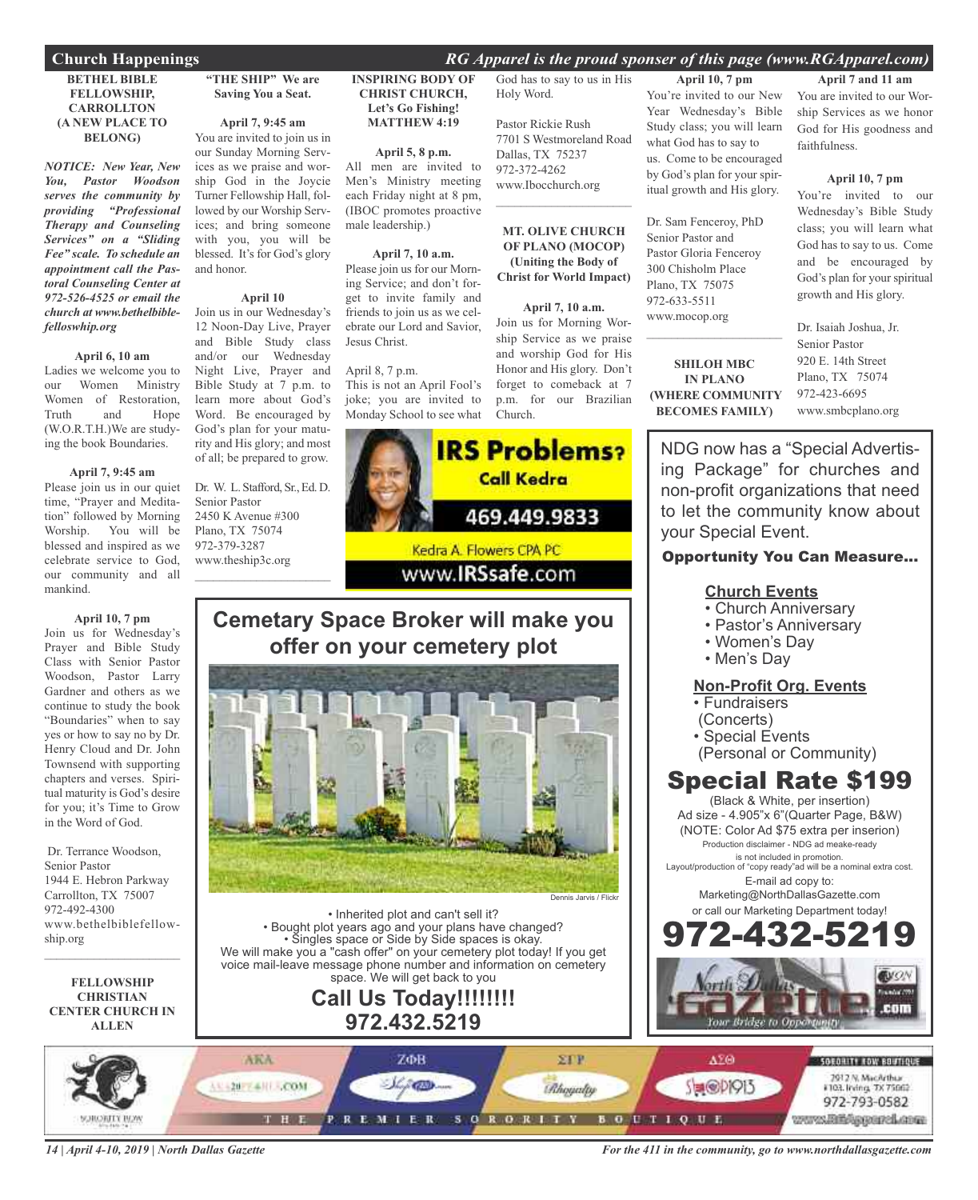## Church Happenings

*RG Apparel is the proud sponser of this page (www.RGApparel.com)*

**BETHEL BIBLE FELLOWSHIP, CARROLLTON (A NEW PLACE TO BELONG)**

***NOTICE: New Year, New You, Pastor Woodson serves the community by providing "Professional Therapy and Counseling Services" on a "Sliding Fee" scale. To schedule an appointment call the Pastoral Counseling Center at 972-526-4525 or email the church at www.bethelbiblefelloswhip.org***

**April 6, 10 am**

Ladies we welcome you to our Women Ministry Women of Restoration, Truth and Hope (W.O.R.T.H.)We are studying the book Boundaries.

**April 7, 9:45 am**

Please join us in our quiet time, "Prayer and Meditation" followed by Morning Worship. You will be blessed and inspired as we celebrate service to God, our community and all mankind.

**April 10, 7 pm**

Join us for Wednesday's Prayer and Bible Study Class with Senior Pastor Woodson, Pastor Larry Gardner and others as we continue to study the book "Boundaries" when to say yes or how to say no by Dr. Henry Cloud and Dr. John Townsend with supporting chapters and verses. Spiritual maturity is God's desire for you; it's Time to Grow in the Word of God.

Dr. Terrance Woodson,
Senior Pastor
1944 E. Hebron Parkway
Carrollton, TX 75007
972-492-4300
www.bethelbiblefellowship.org

---

**FELLOWSHIP CHRISTIAN CENTER CHURCH IN ALLEN**

---

**"THE SHIP" We are Saving You a Seat.**

**April 7, 9:45 am**

You are invited to join us in our Sunday Morning Services as we praise and worship God in the Joycie Turner Fellowship Hall, followed by our Worship Services; and bring someone with you, you will be blessed. It's for God's glory and honor.

**April 10**

Join us in our Wednesday's 12 Noon-Day Live, Prayer and Bible Study class and/or our Wednesday Night Live, Prayer and Bible Study at 7 p.m. to learn more about God's Word. Be encouraged by God's plan for your maturity and His glory; and most of all; be prepared to grow.

Dr. W. L. Stafford, Sr., Ed. D.
Senior Pastor
2450 K Avenue #300
Plano, TX 75074
972-379-3287
www.theship3c.org

---

**INSPIRING BODY OF CHRIST CHURCH, Let's Go Fishing! MATTHEW 4:19**

**April 5, 8 p.m.**

All men are invited to Men's Ministry meeting each Friday night at 8 pm, (IBOC promotes proactive male leadership.)

**April 7, 10 a.m.**

Please join us for our Morning Service; and don't forget to invite family and friends to join us as we celebrate our Lord and Savior, Jesus Christ.

April 8, 7 p.m.

This is not an April Fool's joke; you are invited to Monday School to see what God has to say to us in His Holy Word.

Pastor Rickie Rush
7701 S Westmoreland Road
Dallas, TX 75237
972-372-4262
www.Ibocchurch.org

---

**MT. OLIVE CHURCH OF PLANO (MOCOP) (Uniting the Body of Christ for World Impact)**

**April 7, 10 a.m.**

Join us for Morning Worship Service as we praise and worship God for His Honor and His glory. Don't forget to comeback at 7 p.m. for our Brazilian Church.

**April 10, 7 pm**

You're invited to our New Year Wednesday's Bible Study class; you will learn what God has to say to us. Come to be encouraged by God's plan for your spiritual growth and His glory.

Dr. Sam Fenceroy, PhD
Senior Pastor and
Pastor Gloria Fenceroy
300 Chisholm Place
Plano, TX 75075
972-633-5511
www.mocop.org

---

**SHILOH MBC IN PLANO (WHERE COMMUNITY BECOMES FAMILY)**

**April 7 and 11 am**

You are invited to our Worship Services as we honor God for His goodness and faithfulness.

**April 10, 7 pm**

You're invited to our Wednesday's Bible Study class; you will learn what God has to say to us. Come and be encouraged by God's plan for your spiritual growth and His glory.

Dr. Isaiah Joshua, Jr.
Senior Pastor
920 E. 14th Street
Plano, TX 75074
972-423-6695
www.smbcplano.org

---

**IRS Problems? Call Kedra**

**469.449.9833**

Kedra A. Flowers CPA PC
www.IRSsafe.com

---

## Cemetary Space Broker will make you offer on your cemetery plot

Dennis Jarvis / Flickr

- Inherited plot and can't sell it?
- Bought plot years ago and your plans have changed?
- Singles space or Side by Side spaces is okay.

We will make you a "cash offer" on your cemetery plot today! If you get voice mail-leave message phone number and information on cemetery space. We will get back to you

**Call Us Today!!!!!!!!**
**972.432.5219**

---

NDG now has a "Special Advertising Package" for churches and non-profit organizations that need to let the community know about your Special Event.

**Opportunity You Can Measure...**

**Church Events**
- Church Anniversary
- Pastor's Anniversary
- Women's Day
- Men's Day

**Non-Profit Org. Events**
- Fundraisers (Concerts)
- Special Events (Personal or Community)

**Special Rate $199**

(Black & White, per insertion)
Ad size - 4.905"x 6"(Quarter Page, B&W)
(NOTE: Color Ad $75 extra per inserion)
Production disclaimer - NDG ad meake-ready is not included in promotion.
Layout/production of "copy ready"ad will be a nominal extra cost.
E-mail ad copy to:
Marketing@NorthDallasGazette.com
or call our Marketing Department today!

**972-432-5219**

North Dallas Gazette.com — Your Bridge to Opportunity

---

AKA — ZΦB — ΣΓΡ — ΔΣΘ — SORORITY ROW BOUTIQUE
THE PREMIER SORORITY BOUTIQUE
2912 N. MacArthur #103, Irving, TX 75062
972-793-0582
www.RGApparel.com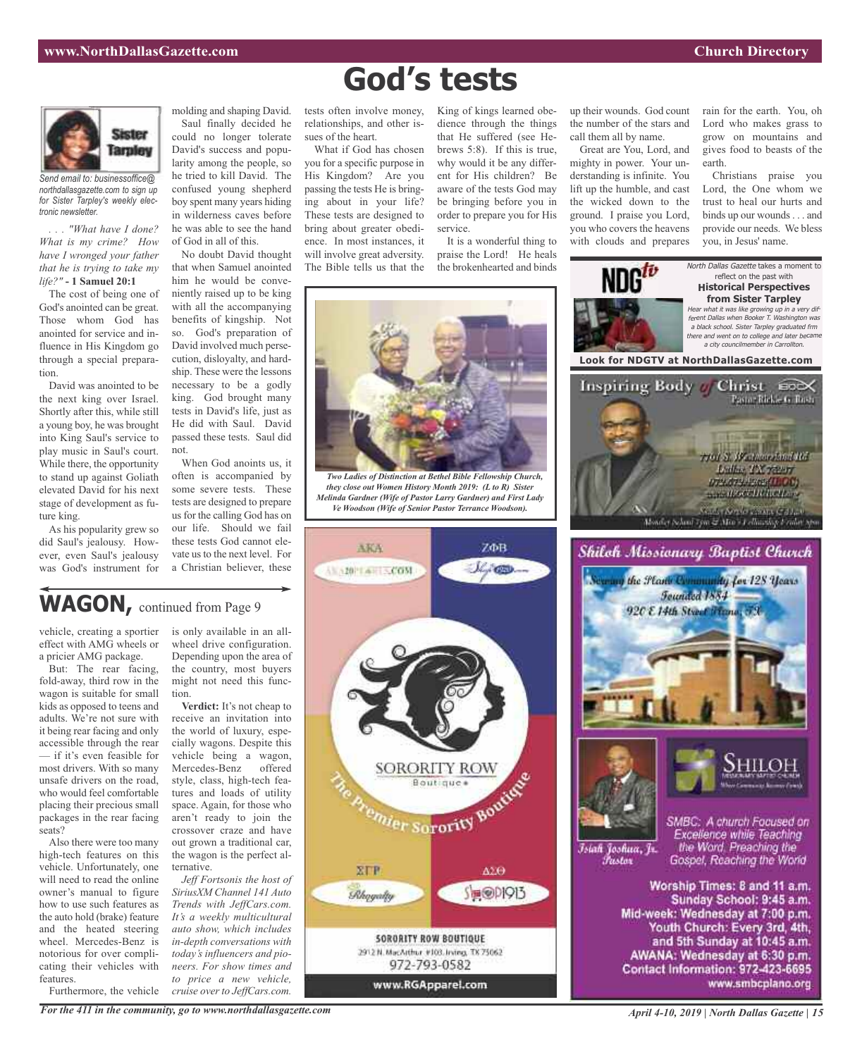# God's tests

*Send email to: businessoffice@northdallasgazette.com to sign up for Sister Tarpley's weekly electronic newsletter.*

*. . . "What have I done? What is my crime? How have I wronged your father that he is trying to take my life?"* **- 1 Samuel 20:1**

The cost of being one of God's anointed can be great. Those whom God has anointed for service and influence in His Kingdom go through a special preparation.

David was anointed to be the next king over Israel. Shortly after this, while still a young boy, he was brought into King Saul's service to play music in Saul's court. While there, the opportunity to stand up against Goliath elevated David for his next stage of development as future king.

As his popularity grew so did Saul's jealousy. However, even Saul's jealousy was God's instrument for molding and shaping David.

Saul finally decided he could no longer tolerate David's success and popularity among the people, so he tried to kill David. The confused young shepherd boy spent many years hiding in wilderness caves before he was able to see the hand of God in all of this.

No doubt David thought that when Samuel anointed him he would be conveniently raised up to be king with all the accompanying benefits of kingship. Not so. God's preparation of David involved much persecution, disloyalty, and hardship. These were the lessons necessary to be a godly king. God brought many tests in David's life, just as He did with Saul. David passed these tests. Saul did not.

When God anoints us, it often is accompanied by some severe tests. These tests are designed to prepare us for the calling God has on our life. Should we fail these tests God cannot elevate us to the next level. For a Christian believer, these tests often involve money, relationships, and other issues of the heart.

What if God has chosen you for a specific purpose in His Kingdom? Are you passing the tests He is bringing about in your life? These tests are designed to bring about greater obedience. In most instances, it will involve great adversity. The Bible tells us that the King of kings learned obedience through the things that He suffered (see Hebrews 5:8). If this is true, why would it be any different for His children? Be aware of the tests God may be bringing before you in order to prepare you for His service.

It is a wonderful thing to praise the Lord! He heals the brokenhearted and binds up their wounds. God count the number of the stars and call them all by name.

Great are You, Lord, and mighty in power. Your understanding is infinite. You lift up the humble, and cast the wicked down to the ground. I praise you Lord, you who covers the heavens with clouds and prepares rain for the earth. You, oh Lord who makes grass to grow on mountains and gives food to beasts of the earth.

Christians praise you Lord, the One whom we trust to heal our hurts and binds up our wounds . . . and provide our needs. We bless you, in Jesus' name.

*Two Ladies of Distinction at Bethel Bible Fellowship Church, they close out Women History Month 2019: (L to R) Sister Melinda Gardner (Wife of Pastor Larry Gardner) and First Lady Ve Woodson (Wife of Senior Pastor Terrance Woodson).*

## WAGON, continued from Page 9

vehicle, creating a sportier effect with AMG wheels or a pricier AMG package.

But: The rear facing, fold-away, third row in the wagon is suitable for small kids as opposed to teens and adults. We're not sure with it being rear facing and only accessible through the rear — if it's even feasible for most drivers. With so many unsafe drivers on the road, who would feel comfortable placing their precious small packages in the rear facing seats?

Also there were too many high-tech features on this vehicle. Unfortunately, one will need to read the online owner's manual to figure how to use such features as the auto hold (brake) feature and the heated steering wheel. Mercedes-Benz is notorious for over complicating their vehicles with features.

Furthermore, the vehicle is only available in an all-wheel drive configuration. Depending upon the area of the country, most buyers might not need this function.

**Verdict:** It's not cheap to receive an invitation into the world of luxury, especially wagons. Despite this vehicle being a wagon, Mercedes-Benz offered style, class, high-tech features and loads of utility space. Again, for those who aren't ready to join the crossover craze and have out grown a traditional car, the wagon is the perfect alternative.

*Jeff Fortsonis the host of SiriusXM Channel 141 Auto Trends with JeffCars.com. It's a weekly multicultural auto show, which includes in-depth conversations with today's influencers and pioneers. For show times and to price a new vehicle, cruise over to JeffCars.com.*

---

*North Dallas Gazette* takes a moment to reflect on the past with **Historical Perspectives from Sister Tarpley**

*Hear what it was like growing up in a very different Dallas when Booker T. Washington was a black school. Sister Tarpley graduated frm there and went on to college and later became a city councilmember in Carrollton.*

**Look for NDGTV at NorthDallasGazette.com**

---

**SORORITY ROW Boutique** — The Premier Sorority Boutique

SORORITY ROW BOUTIQUE
2912 N. MacArthur #103, Irving, TX 75062
972-793-0582
www.RGApparel.com

---

**Inspiring Body of Christ** — Pastor Rickie G. Rush

---

**Shiloh Missionary Baptist Church**

Serving the Plano Community for 128 Years
Founded 1884
920 E 14th Street Plano, TX

Isiah Joshua, Jr. Pastor

SMBC: A church Focused on Excellence while Teaching the Word, Preaching the Gospel, Reaching the World

Worship Times: 8 and 11 a.m.
Sunday School: 9:45 a.m.
Mid-week: Wednesday at 7:00 p.m.
Youth Church: Every 3rd, 4th, and 5th Sunday at 10:45 a.m.
AWANA: Wednesday at 6:30 p.m.
Contact Information: 972-423-6695
www.smbcplano.org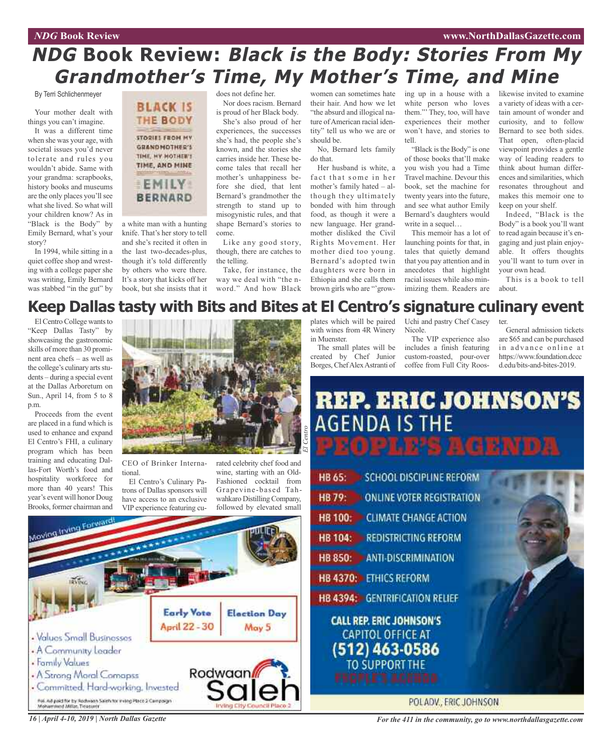# *NDG* Book Review: *Black is the Body: Stories From My Grandmother's Time, My Mother's Time, and Mine*

By Terri Schlichenmeyer

Your mother dealt with things you can't imagine.

It was a different time when she was your age, with societal issues you'd never tolerate and rules you wouldn't abide. Same with your grandma: scrapbooks, history books and museums are the only places you'll see what she lived. So what will your children know? As in "Black is the Body" by Emily Bernard, what's your story?

In 1994, while sitting in a quiet coffee shop and wrestling with a college paper she was writing, Emily Bernard was stabbed "in the gut" by a white man with a hunting knife. That's her story to tell and she's recited it often in the last two-decades-plus, though it's told differently by others who were there. It's a story that kicks off her book, but she insists that it does not define her.

Nor does racism. Bernard is proud of her Black body.

She's also proud of her experiences, the successes she's had, the people she's known, and the stories she carries inside her. These become tales that recall her mother's unhappiness before she died, that lent Bernard's grandmother the strength to stand up to misogynistic rules, and that shape Bernard's stories to come.

Like any good story, though, there are catches to the telling.

Take, for instance, the way we deal with "the n-word." And how Black women can sometimes hate their hair. And how we let "the absurd and illogical nature of American racial identity" tell us who we are or should be.

No, Bernard lets family do that.

Her husband is white, a fact that some in her mother's family hated – although they ultimately bonded with him through food, as though it were a new language. Her grandmother disliked the Civil Rights Movement. Her mother died too young. Bernard's adopted twin daughters were born in Ethiopia and she calls them brown girls who are "'growing up in a house with a white person who loves them."' They, too, will have experiences their mother won't have, and stories to tell.

"Black is the Body" is one of those books that'll make you wish you had a Time Travel machine. Devour this book, set the machine for twenty years into the future, and see what author Emily Bernard's daughters would write in a sequel…

This memoir has a lot of launching points for that, in tales that quietly demand that you pay attention and in anecdotes that highlight racial issues while also minimizing them. Readers are likewise invited to examine a variety of ideas with a certain amount of wonder and curiosity, and to follow Bernard to see both sides. That open, often-placid viewpoint provides a gentle way of leading readers to think about human differences and similarities, which resonates throughout and makes this memoir one to keep on your shelf.

Indeed, "Black is the Body" is a book you'll want to read again because it's engaging and just plain enjoyable. It offers thoughts you'll want to turn over in your own head.

This is a book to tell about.

# Keep Dallas tasty with Bits and Bites at El Centro's signature culinary event

El Centro College wants to "Keep Dallas Tasty" by showcasing the gastronomic skills of more than 30 prominent area chefs – as well as the college's culinary arts students – during a special event at the Dallas Arboretum on Sun., April 14, from 5 to 8 p.m.

Proceeds from the event are placed in a fund which is used to enhance and expand El Centro's FHI, a culinary program which has been training and educating Dallas-Fort Worth's food and hospitality workforce for more than 40 years! This year's event will honor Doug Brooks, former chairman and CEO of Brinker International.

El Centro's Culinary Patrons of Dallas sponsors will have access to an exclusive VIP experience featuring curated celebrity chef food and wine, starting with an Old-Fashioned cocktail from Grapevine-based Tahwahkaro Distilling Company, followed by elevated small plates which will be paired with wines from 4R Winery in Muenster.

The small plates will be created by Chef Junior Borges, Chef Alex Astranti of Uchi and pastry Chef Casey Nicole.

The VIP experience also includes a finish featuring custom-roasted, pour-over coffee from Full City Rooster.

General admission tickets are $65 and can be purchased in advance online at https://www.foundation.dcccd.edu/bits-and-bites-2019.

El Centro

Moving Irving Forward!

Early Vote April 22 - 30

Election Day May 5

- Values Small Businesses
- A Community Leader
- Family Values
- A Strong Moral Comapss
- Committed, Hard-working, Invested

Rodwaan Saleh
Irving City Council Place 2

Pol. Ad paid for by Rodwaan Saleh for Irving Place 2 Campaign
Mohammed Millat, Treasurer

REP. ERIC JOHNSON'S AGENDA IS THE PEOPLE'S AGENDA

HB 65: SCHOOL DISCIPLINE REFORM
HB 79: ONLINE VOTER REGISTRATION
HB 100: CLIMATE CHANGE ACTION
HB 104: REDISTRICTING REFORM
HB 850: ANTI-DISCRIMINATION
HB 4370: ETHICS REFORM
HB 4394: GENTRIFICATION RELIEF

CALL REP. ERIC JOHNSON'S CAPITOL OFFICE AT (512) 463-0586 TO SUPPORT THE PEOPLE'S AGENDA

POL ADV., ERIC JOHNSON